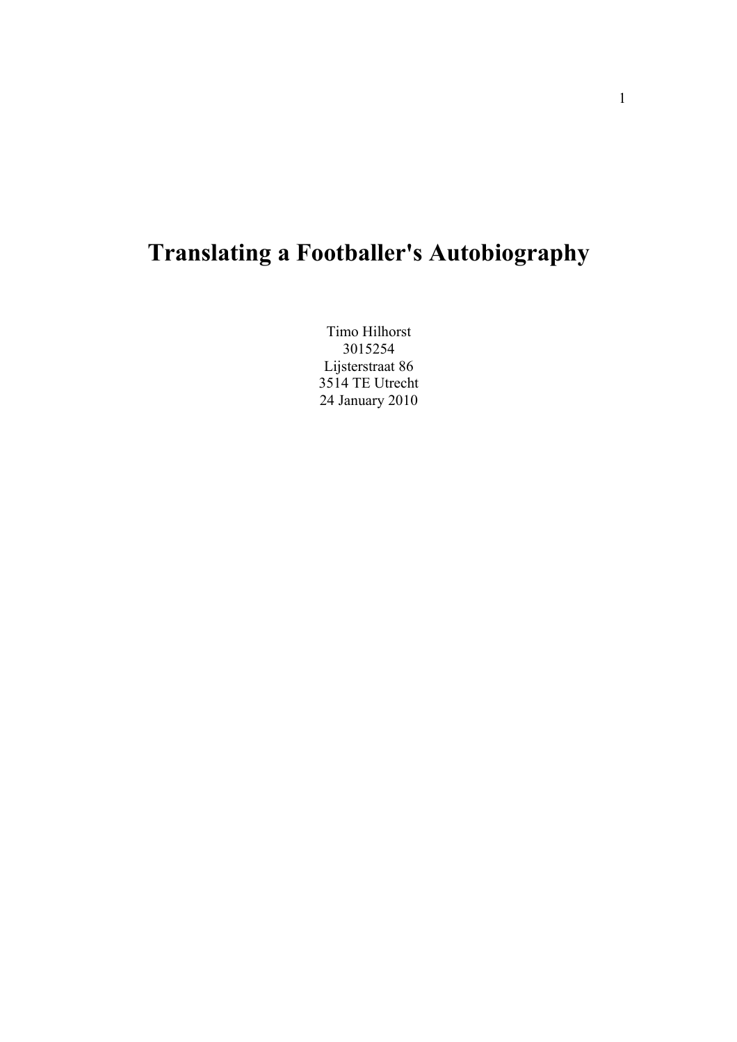# Translating a Footballer's Autobiography

Timo Hilhorst
3015254
Lijsterstraat 86
3514 TE Utrecht
24 January 2010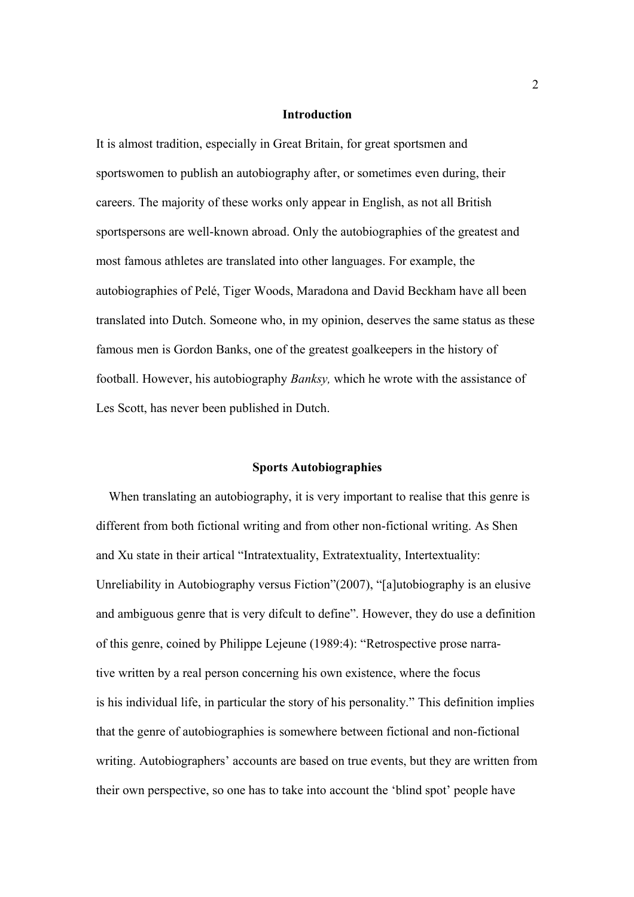## Introduction

It is almost tradition, especially in Great Britain, for great sportsmen and sportswomen to publish an autobiography after, or sometimes even during, their careers. The majority of these works only appear in English, as not all British sportspersons are well-known abroad. Only the autobiographies of the greatest and most famous athletes are translated into other languages. For example, the autobiographies of Pelé, Tiger Woods, Maradona and David Beckham have all been translated into Dutch. Someone who, in my opinion, deserves the same status as these famous men is Gordon Banks, one of the greatest goalkeepers in the history of football. However, his autobiography *Banksy,* which he wrote with the assistance of Les Scott, has never been published in Dutch.

## Sports Autobiographies

When translating an autobiography, it is very important to realise that this genre is different from both fictional writing and from other non-fictional writing. As Shen and Xu state in their artical "Intratextuality, Extratextuality, Intertextuality: Unreliability in Autobiography versus Fiction"(2007), "[a]utobiography is an elusive and ambiguous genre that is very difcult to define". However, they do use a definition of this genre, coined by Philippe Lejeune (1989:4): "Retrospective prose narrative written by a real person concerning his own existence, where the focus is his individual life, in particular the story of his personality." This definition implies that the genre of autobiographies is somewhere between fictional and non-fictional writing. Autobiographers' accounts are based on true events, but they are written from their own perspective, so one has to take into account the 'blind spot' people have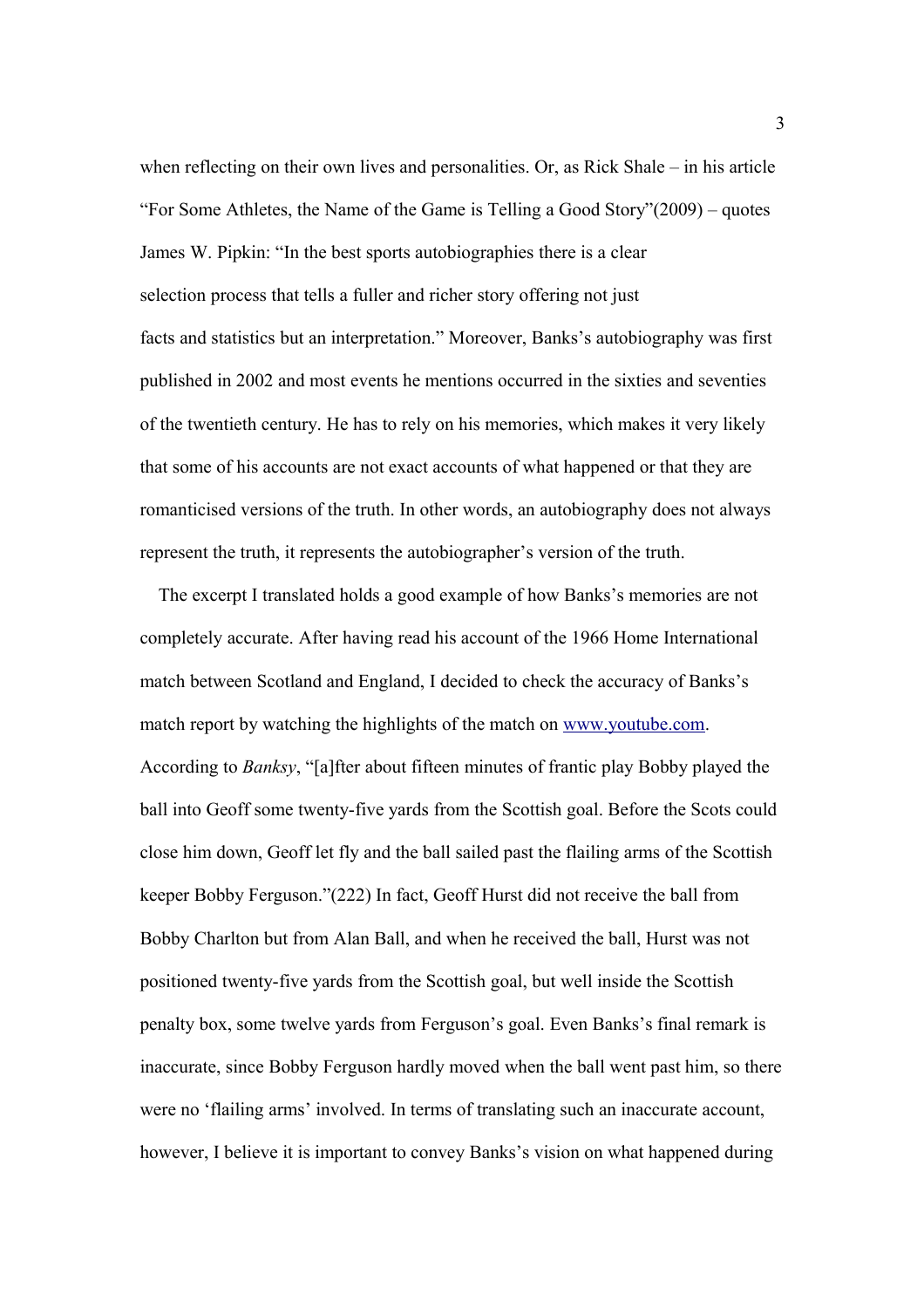when reflecting on their own lives and personalities. Or, as Rick Shale – in his article "For Some Athletes, the Name of the Game is Telling a Good Story"(2009) – quotes James W. Pipkin: "In the best sports autobiographies there is a clear selection process that tells a fuller and richer story offering not just facts and statistics but an interpretation." Moreover, Banks's autobiography was first published in 2002 and most events he mentions occurred in the sixties and seventies of the twentieth century. He has to rely on his memories, which makes it very likely that some of his accounts are not exact accounts of what happened or that they are romanticised versions of the truth. In other words, an autobiography does not always represent the truth, it represents the autobiographer's version of the truth.

The excerpt I translated holds a good example of how Banks's memories are not completely accurate. After having read his account of the 1966 Home International match between Scotland and England, I decided to check the accuracy of Banks's match report by watching the highlights of the match on www.youtube.com. According to *Banksy*, "[a]fter about fifteen minutes of frantic play Bobby played the ball into Geoff some twenty-five yards from the Scottish goal. Before the Scots could close him down, Geoff let fly and the ball sailed past the flailing arms of the Scottish keeper Bobby Ferguson."(222) In fact, Geoff Hurst did not receive the ball from Bobby Charlton but from Alan Ball, and when he received the ball, Hurst was not positioned twenty-five yards from the Scottish goal, but well inside the Scottish penalty box, some twelve yards from Ferguson's goal. Even Banks's final remark is inaccurate, since Bobby Ferguson hardly moved when the ball went past him, so there were no 'flailing arms' involved. In terms of translating such an inaccurate account, however, I believe it is important to convey Banks's vision on what happened during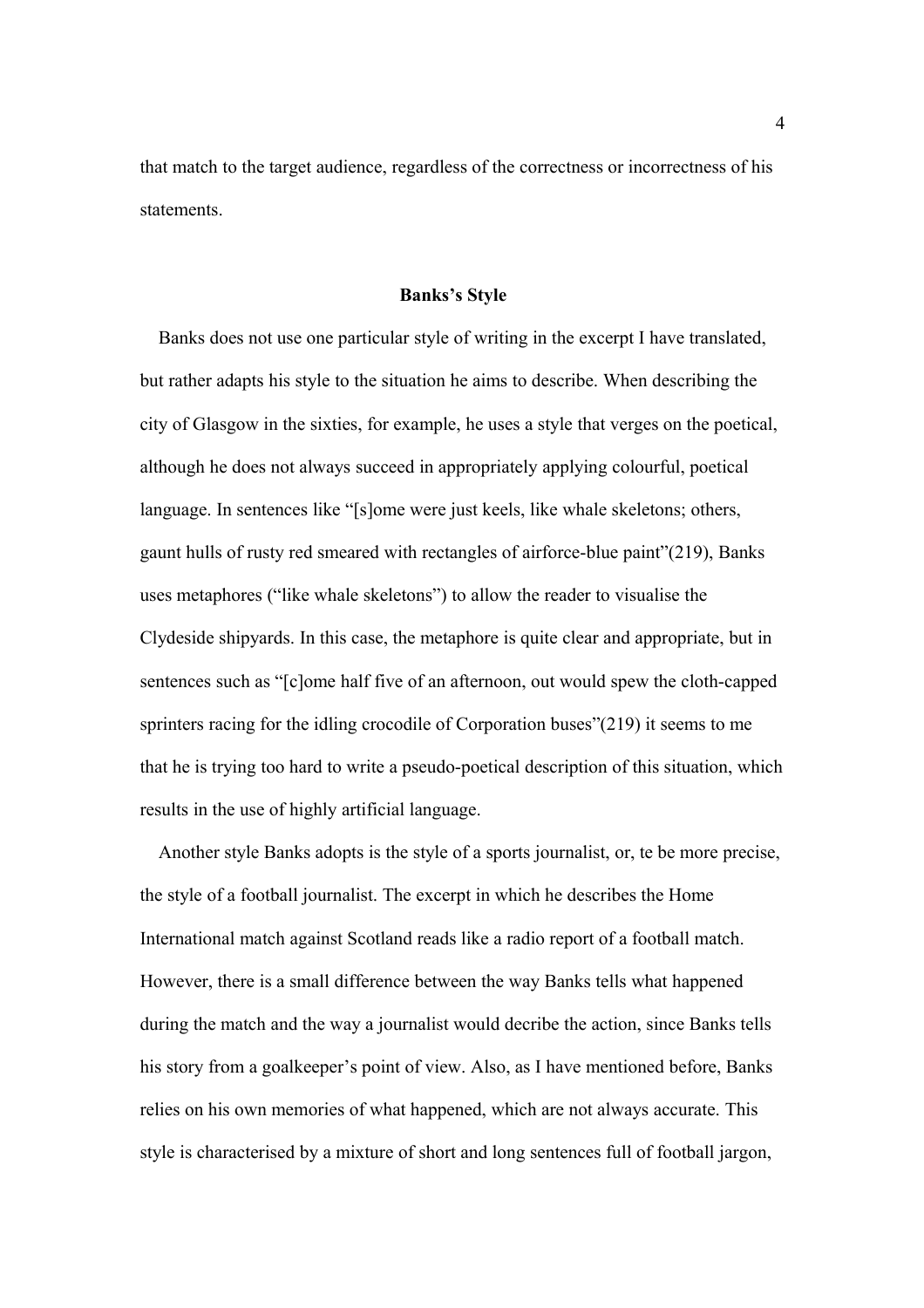that match to the target audience, regardless of the correctness or incorrectness of his statements.

## Banks's Style

Banks does not use one particular style of writing in the excerpt I have translated, but rather adapts his style to the situation he aims to describe. When describing the city of Glasgow in the sixties, for example, he uses a style that verges on the poetical, although he does not always succeed in appropriately applying colourful, poetical language. In sentences like "[s]ome were just keels, like whale skeletons; others, gaunt hulls of rusty red smeared with rectangles of airforce-blue paint"(219), Banks uses metaphores ("like whale skeletons") to allow the reader to visualise the Clydeside shipyards. In this case, the metaphore is quite clear and appropriate, but in sentences such as "[c]ome half five of an afternoon, out would spew the cloth-capped sprinters racing for the idling crocodile of Corporation buses"(219) it seems to me that he is trying too hard to write a pseudo-poetical description of this situation, which results in the use of highly artificial language.

Another style Banks adopts is the style of a sports journalist, or, te be more precise, the style of a football journalist. The excerpt in which he describes the Home International match against Scotland reads like a radio report of a football match. However, there is a small difference between the way Banks tells what happened during the match and the way a journalist would decribe the action, since Banks tells his story from a goalkeeper's point of view. Also, as I have mentioned before, Banks relies on his own memories of what happened, which are not always accurate. This style is characterised by a mixture of short and long sentences full of football jargon,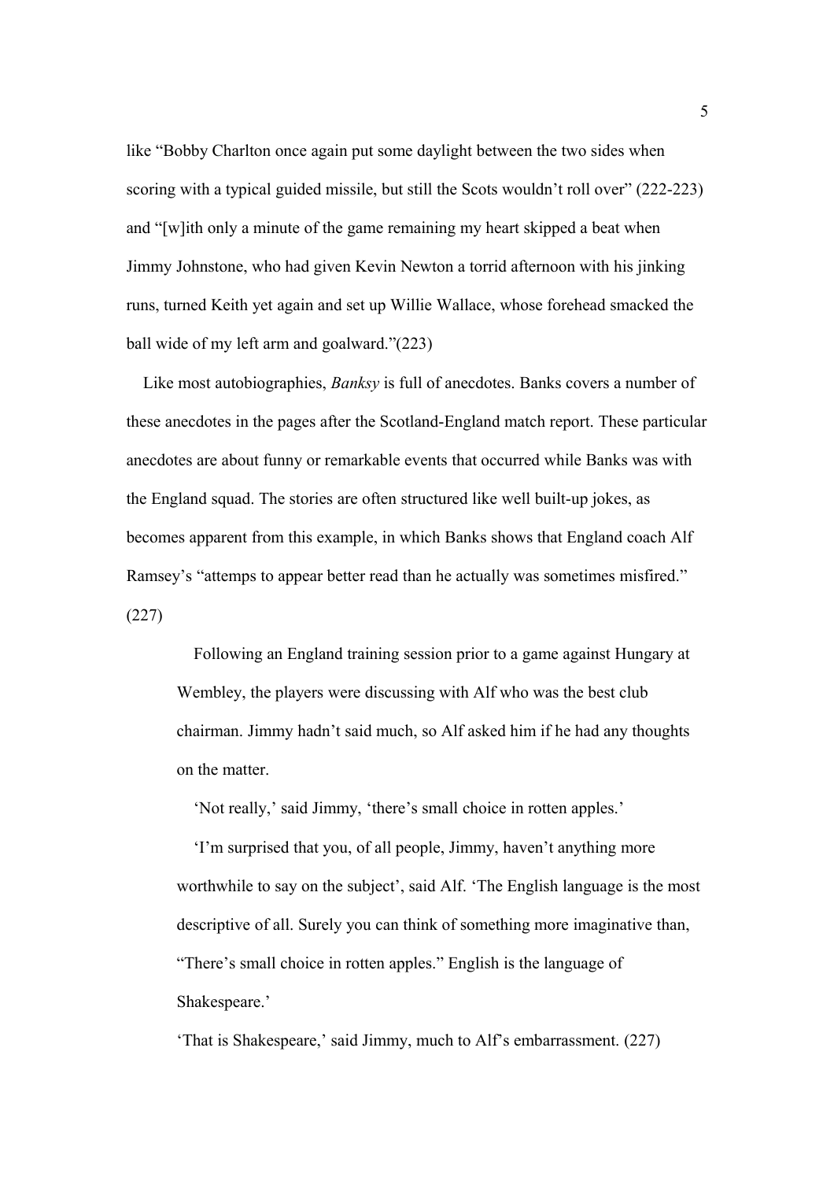like "Bobby Charlton once again put some daylight between the two sides when scoring with a typical guided missile, but still the Scots wouldn't roll over" (222-223) and "[w]ith only a minute of the game remaining my heart skipped a beat when Jimmy Johnstone, who had given Kevin Newton a torrid afternoon with his jinking runs, turned Keith yet again and set up Willie Wallace, whose forehead smacked the ball wide of my left arm and goalward."(223)

Like most autobiographies, *Banksy* is full of anecdotes. Banks covers a number of these anecdotes in the pages after the Scotland-England match report. These particular anecdotes are about funny or remarkable events that occurred while Banks was with the England squad. The stories are often structured like well built-up jokes, as becomes apparent from this example, in which Banks shows that England coach Alf Ramsey's "attemps to appear better read than he actually was sometimes misfired." (227)

> Following an England training session prior to a game against Hungary at Wembley, the players were discussing with Alf who was the best club chairman. Jimmy hadn't said much, so Alf asked him if he had any thoughts on the matter.
>
> 'Not really,' said Jimmy, 'there's small choice in rotten apples.'
>
> 'I'm surprised that you, of all people, Jimmy, haven't anything more worthwhile to say on the subject', said Alf. 'The English language is the most descriptive of all. Surely you can think of something more imaginative than, "There's small choice in rotten apples." English is the language of Shakespeare.'
>
> 'That is Shakespeare,' said Jimmy, much to Alf's embarrassment. (227)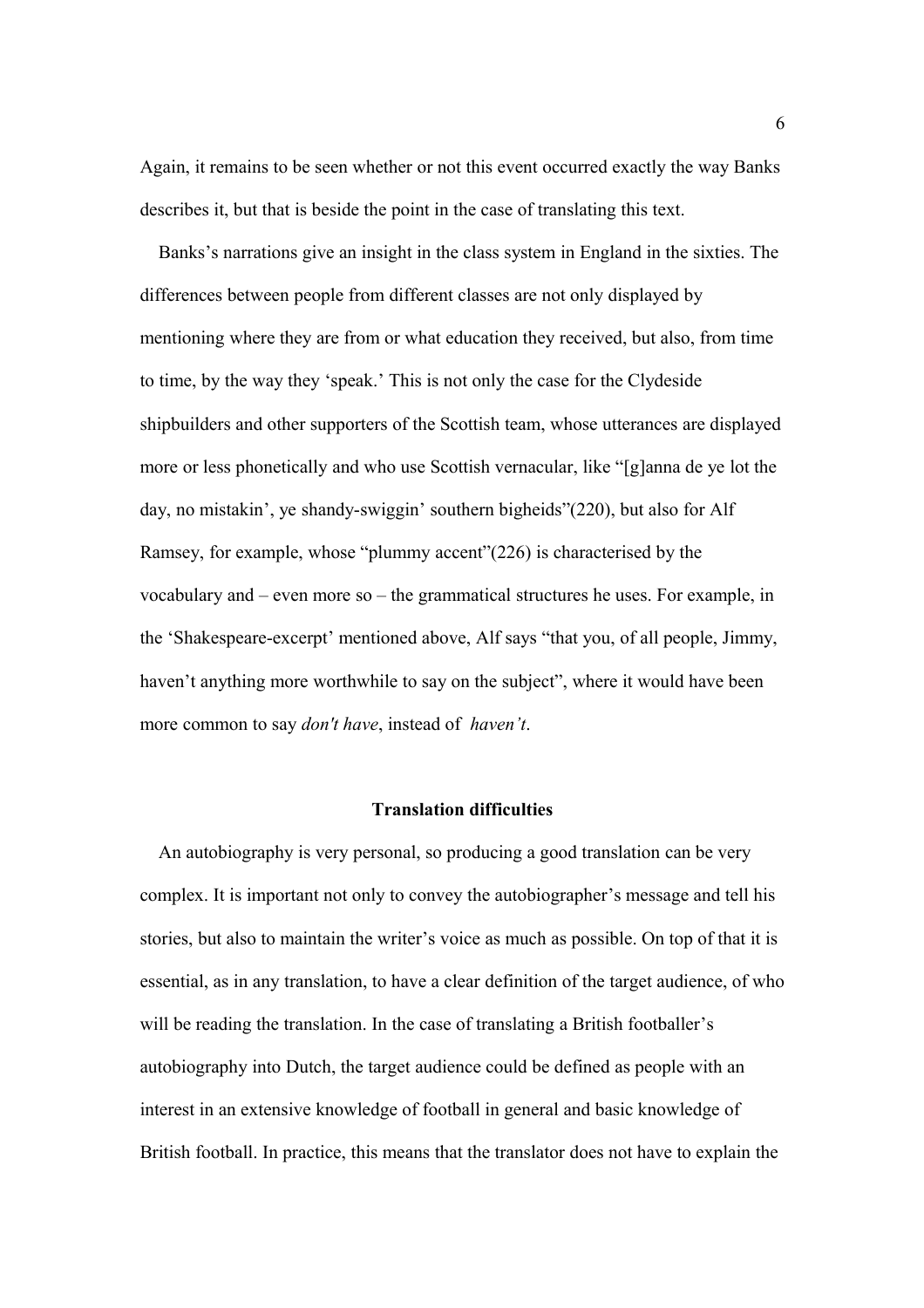Again, it remains to be seen whether or not this event occurred exactly the way Banks describes it, but that is beside the point in the case of translating this text.

Banks's narrations give an insight in the class system in England in the sixties. The differences between people from different classes are not only displayed by mentioning where they are from or what education they received, but also, from time to time, by the way they 'speak.' This is not only the case for the Clydeside shipbuilders and other supporters of the Scottish team, whose utterances are displayed more or less phonetically and who use Scottish vernacular, like "[g]anna de ye lot the day, no mistakin', ye shandy-swiggin' southern bigheids"(220), but also for Alf Ramsey, for example, whose "plummy accent"(226) is characterised by the vocabulary and – even more so – the grammatical structures he uses. For example, in the 'Shakespeare-excerpt' mentioned above, Alf says "that you, of all people, Jimmy, haven't anything more worthwhile to say on the subject", where it would have been more common to say *don't have*, instead of *haven't*.

## Translation difficulties

An autobiography is very personal, so producing a good translation can be very complex. It is important not only to convey the autobiographer's message and tell his stories, but also to maintain the writer's voice as much as possible. On top of that it is essential, as in any translation, to have a clear definition of the target audience, of who will be reading the translation. In the case of translating a British footballer's autobiography into Dutch, the target audience could be defined as people with an interest in an extensive knowledge of football in general and basic knowledge of British football. In practice, this means that the translator does not have to explain the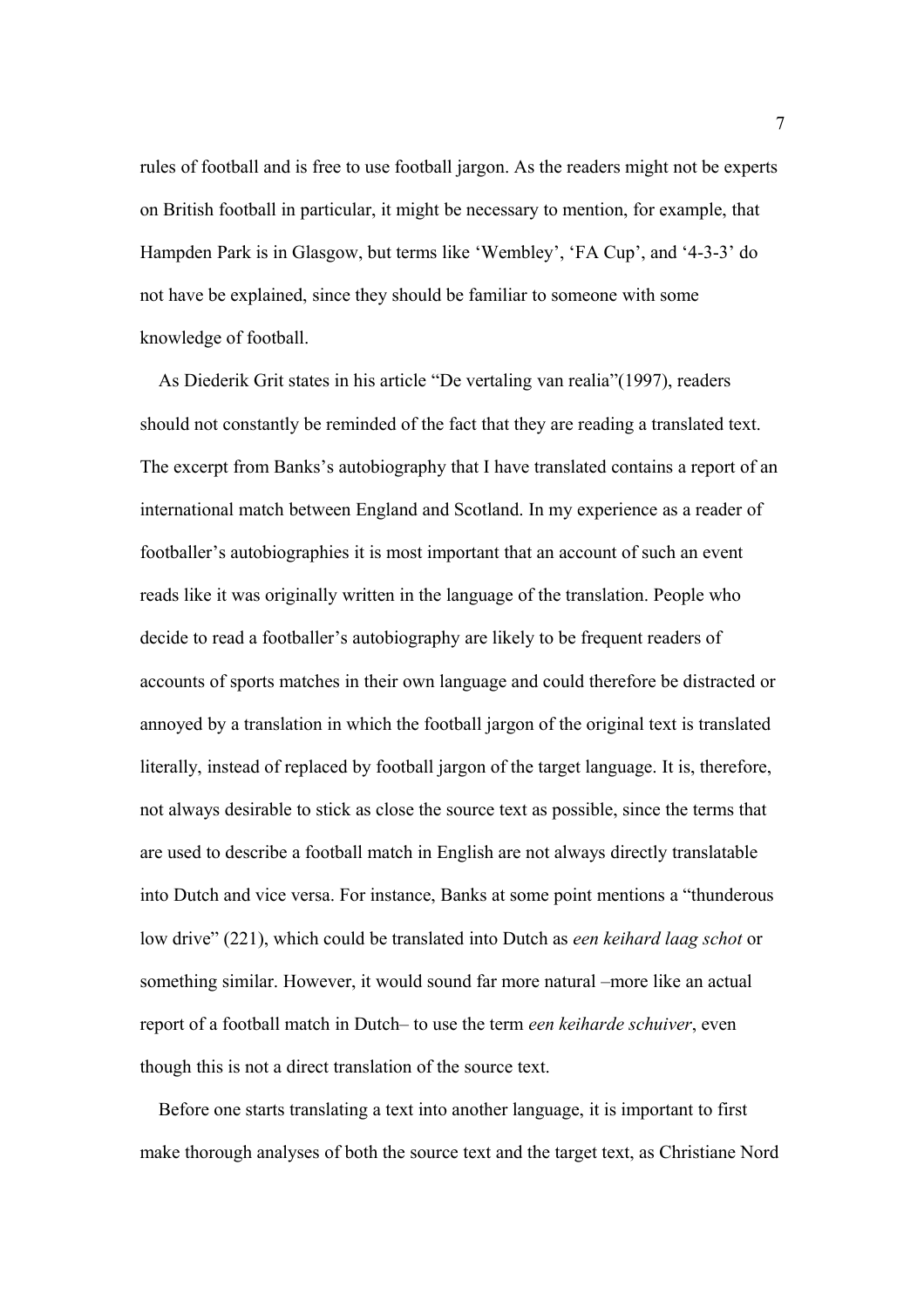rules of football and is free to use football jargon. As the readers might not be experts on British football in particular, it might be necessary to mention, for example, that Hampden Park is in Glasgow, but terms like 'Wembley', 'FA Cup', and '4-3-3' do not have be explained, since they should be familiar to someone with some knowledge of football.

As Diederik Grit states in his article "De vertaling van realia"(1997), readers should not constantly be reminded of the fact that they are reading a translated text. The excerpt from Banks's autobiography that I have translated contains a report of an international match between England and Scotland. In my experience as a reader of footballer's autobiographies it is most important that an account of such an event reads like it was originally written in the language of the translation. People who decide to read a footballer's autobiography are likely to be frequent readers of accounts of sports matches in their own language and could therefore be distracted or annoyed by a translation in which the football jargon of the original text is translated literally, instead of replaced by football jargon of the target language. It is, therefore, not always desirable to stick as close the source text as possible, since the terms that are used to describe a football match in English are not always directly translatable into Dutch and vice versa. For instance, Banks at some point mentions a "thunderous low drive" (221), which could be translated into Dutch as *een keihard laag schot* or something similar. However, it would sound far more natural –more like an actual report of a football match in Dutch– to use the term *een keiharde schuiver*, even though this is not a direct translation of the source text.

Before one starts translating a text into another language, it is important to first make thorough analyses of both the source text and the target text, as Christiane Nord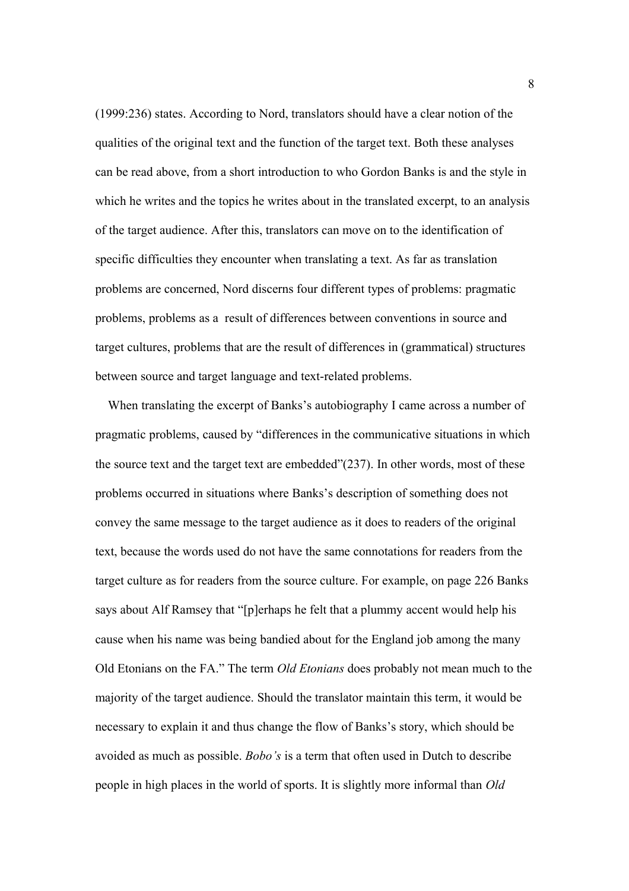(1999:236) states. According to Nord, translators should have a clear notion of the qualities of the original text and the function of the target text. Both these analyses can be read above, from a short introduction to who Gordon Banks is and the style in which he writes and the topics he writes about in the translated excerpt, to an analysis of the target audience. After this, translators can move on to the identification of specific difficulties they encounter when translating a text. As far as translation problems are concerned, Nord discerns four different types of problems: pragmatic problems, problems as a result of differences between conventions in source and target cultures, problems that are the result of differences in (grammatical) structures between source and target language and text-related problems.

When translating the excerpt of Banks's autobiography I came across a number of pragmatic problems, caused by "differences in the communicative situations in which the source text and the target text are embedded"(237). In other words, most of these problems occurred in situations where Banks's description of something does not convey the same message to the target audience as it does to readers of the original text, because the words used do not have the same connotations for readers from the target culture as for readers from the source culture. For example, on page 226 Banks says about Alf Ramsey that "[p]erhaps he felt that a plummy accent would help his cause when his name was being bandied about for the England job among the many Old Etonians on the FA." The term *Old Etonians* does probably not mean much to the majority of the target audience. Should the translator maintain this term, it would be necessary to explain it and thus change the flow of Banks's story, which should be avoided as much as possible. *Bobo's* is a term that often used in Dutch to describe people in high places in the world of sports. It is slightly more informal than *Old*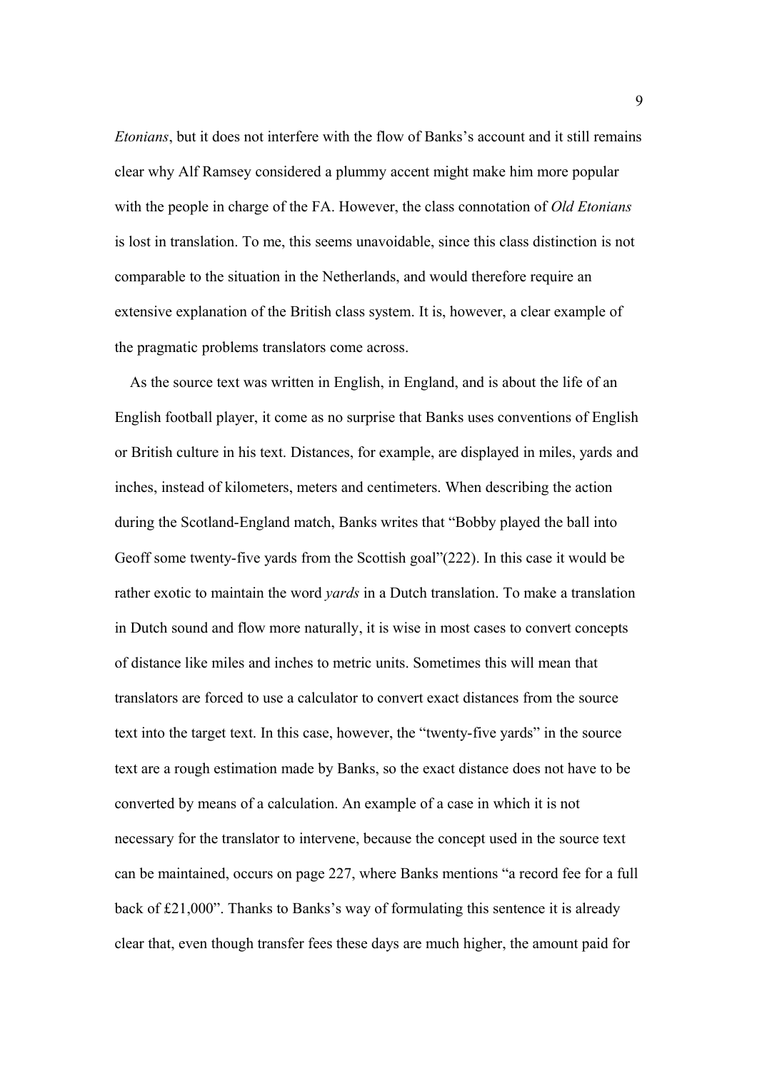*Etonians*, but it does not interfere with the flow of Banks's account and it still remains clear why Alf Ramsey considered a plummy accent might make him more popular with the people in charge of the FA. However, the class connotation of *Old Etonians* is lost in translation. To me, this seems unavoidable, since this class distinction is not comparable to the situation in the Netherlands, and would therefore require an extensive explanation of the British class system. It is, however, a clear example of the pragmatic problems translators come across.

As the source text was written in English, in England, and is about the life of an English football player, it come as no surprise that Banks uses conventions of English or British culture in his text. Distances, for example, are displayed in miles, yards and inches, instead of kilometers, meters and centimeters. When describing the action during the Scotland-England match, Banks writes that "Bobby played the ball into Geoff some twenty-five yards from the Scottish goal"(222). In this case it would be rather exotic to maintain the word *yards* in a Dutch translation. To make a translation in Dutch sound and flow more naturally, it is wise in most cases to convert concepts of distance like miles and inches to metric units. Sometimes this will mean that translators are forced to use a calculator to convert exact distances from the source text into the target text. In this case, however, the "twenty-five yards" in the source text are a rough estimation made by Banks, so the exact distance does not have to be converted by means of a calculation. An example of a case in which it is not necessary for the translator to intervene, because the concept used in the source text can be maintained, occurs on page 227, where Banks mentions "a record fee for a full back of £21,000". Thanks to Banks's way of formulating this sentence it is already clear that, even though transfer fees these days are much higher, the amount paid for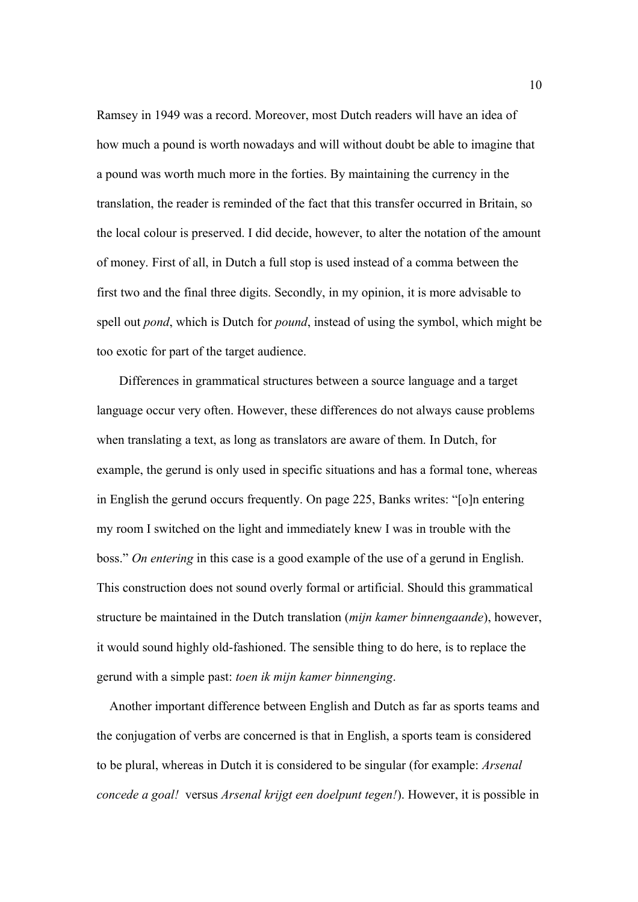Ramsey in 1949 was a record. Moreover, most Dutch readers will have an idea of how much a pound is worth nowadays and will without doubt be able to imagine that a pound was worth much more in the forties. By maintaining the currency in the translation, the reader is reminded of the fact that this transfer occurred in Britain, so the local colour is preserved. I did decide, however, to alter the notation of the amount of money. First of all, in Dutch a full stop is used instead of a comma between the first two and the final three digits. Secondly, in my opinion, it is more advisable to spell out *pond*, which is Dutch for *pound*, instead of using the symbol, which might be too exotic for part of the target audience.

Differences in grammatical structures between a source language and a target language occur very often. However, these differences do not always cause problems when translating a text, as long as translators are aware of them. In Dutch, for example, the gerund is only used in specific situations and has a formal tone, whereas in English the gerund occurs frequently. On page 225, Banks writes: "[o]n entering my room I switched on the light and immediately knew I was in trouble with the boss." *On entering* in this case is a good example of the use of a gerund in English. This construction does not sound overly formal or artificial. Should this grammatical structure be maintained in the Dutch translation (*mijn kamer binnengaande*), however, it would sound highly old-fashioned. The sensible thing to do here, is to replace the gerund with a simple past: *toen ik mijn kamer binnenging*.

Another important difference between English and Dutch as far as sports teams and the conjugation of verbs are concerned is that in English, a sports team is considered to be plural, whereas in Dutch it is considered to be singular (for example: *Arsenal concede a goal!* versus *Arsenal krijgt een doelpunt tegen!*). However, it is possible in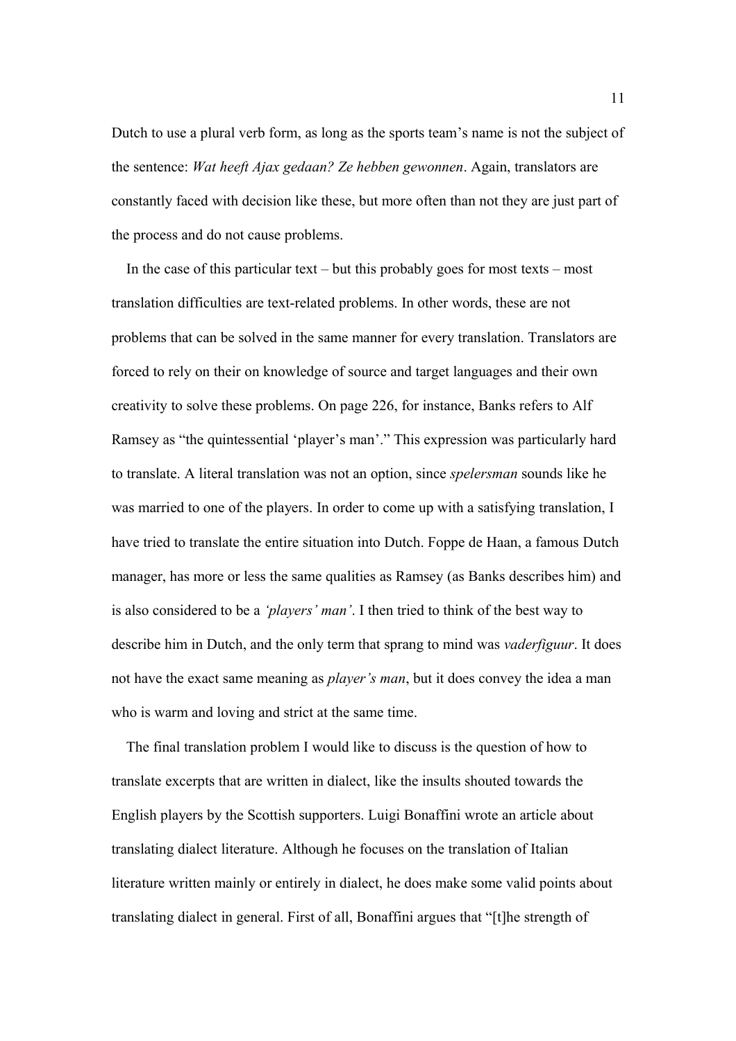Dutch to use a plural verb form, as long as the sports team's name is not the subject of the sentence: *Wat heeft Ajax gedaan? Ze hebben gewonnen*. Again, translators are constantly faced with decision like these, but more often than not they are just part of the process and do not cause problems.

In the case of this particular text – but this probably goes for most texts – most translation difficulties are text-related problems. In other words, these are not problems that can be solved in the same manner for every translation. Translators are forced to rely on their on knowledge of source and target languages and their own creativity to solve these problems. On page 226, for instance, Banks refers to Alf Ramsey as "the quintessential 'player's man'." This expression was particularly hard to translate. A literal translation was not an option, since *spelersman* sounds like he was married to one of the players. In order to come up with a satisfying translation, I have tried to translate the entire situation into Dutch. Foppe de Haan, a famous Dutch manager, has more or less the same qualities as Ramsey (as Banks describes him) and is also considered to be a *'players' man'*. I then tried to think of the best way to describe him in Dutch, and the only term that sprang to mind was *vaderfiguur*. It does not have the exact same meaning as *player's man*, but it does convey the idea a man who is warm and loving and strict at the same time.

The final translation problem I would like to discuss is the question of how to translate excerpts that are written in dialect, like the insults shouted towards the English players by the Scottish supporters. Luigi Bonaffini wrote an article about translating dialect literature. Although he focuses on the translation of Italian literature written mainly or entirely in dialect, he does make some valid points about translating dialect in general. First of all, Bonaffini argues that "[t]he strength of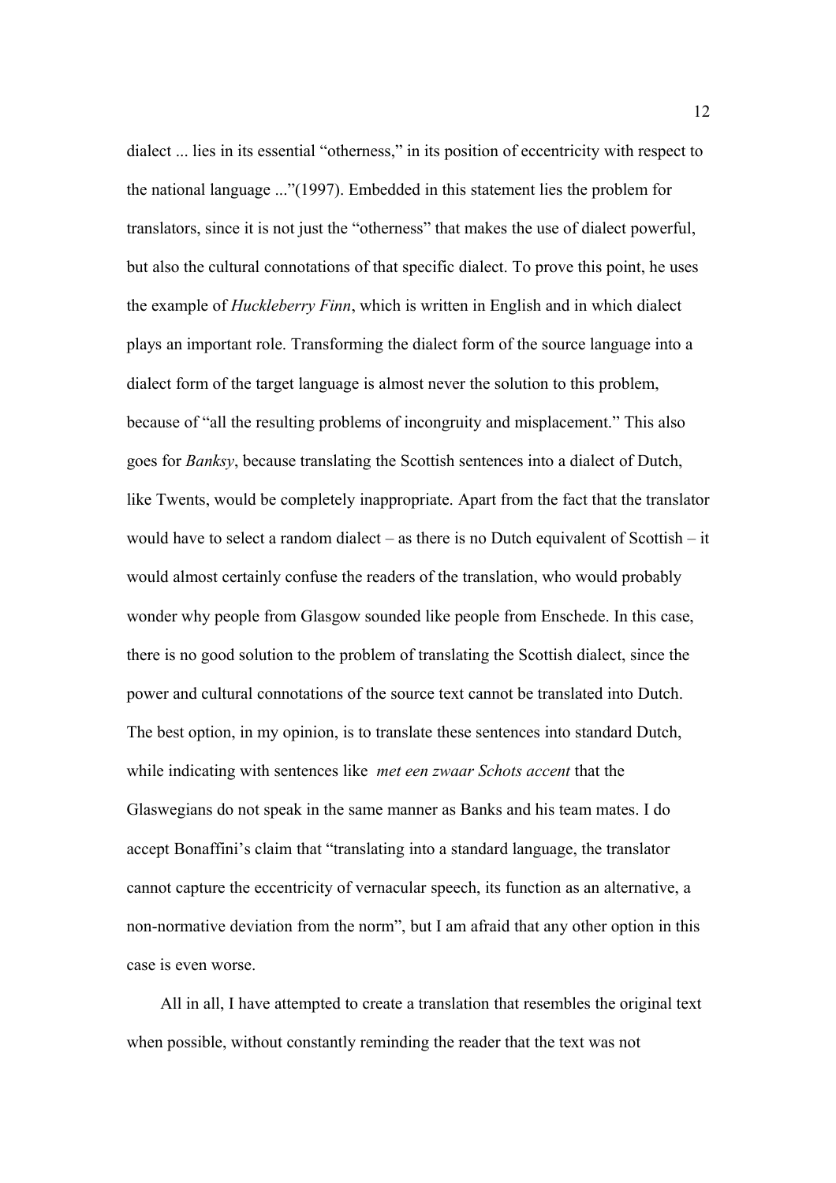dialect ... lies in its essential "otherness," in its position of eccentricity with respect to the national language ..."(1997). Embedded in this statement lies the problem for translators, since it is not just the "otherness" that makes the use of dialect powerful, but also the cultural connotations of that specific dialect. To prove this point, he uses the example of *Huckleberry Finn*, which is written in English and in which dialect plays an important role. Transforming the dialect form of the source language into a dialect form of the target language is almost never the solution to this problem, because of "all the resulting problems of incongruity and misplacement." This also goes for *Banksy*, because translating the Scottish sentences into a dialect of Dutch, like Twents, would be completely inappropriate. Apart from the fact that the translator would have to select a random dialect – as there is no Dutch equivalent of Scottish – it would almost certainly confuse the readers of the translation, who would probably wonder why people from Glasgow sounded like people from Enschede. In this case, there is no good solution to the problem of translating the Scottish dialect, since the power and cultural connotations of the source text cannot be translated into Dutch. The best option, in my opinion, is to translate these sentences into standard Dutch, while indicating with sentences like *met een zwaar Schots accent* that the Glaswegians do not speak in the same manner as Banks and his team mates. I do accept Bonaffini's claim that "translating into a standard language, the translator cannot capture the eccentricity of vernacular speech, its function as an alternative, a non-normative deviation from the norm", but I am afraid that any other option in this case is even worse.

All in all, I have attempted to create a translation that resembles the original text when possible, without constantly reminding the reader that the text was not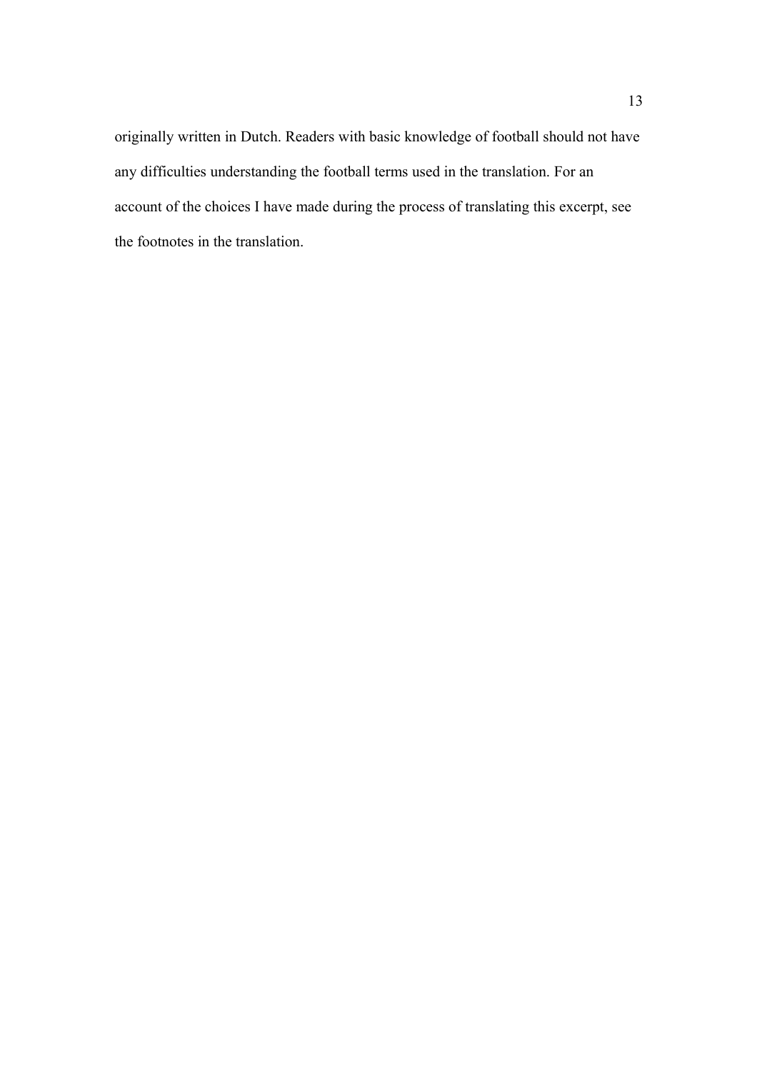originally written in Dutch. Readers with basic knowledge of football should not have any difficulties understanding the football terms used in the translation. For an account of the choices I have made during the process of translating this excerpt, see the footnotes in the translation.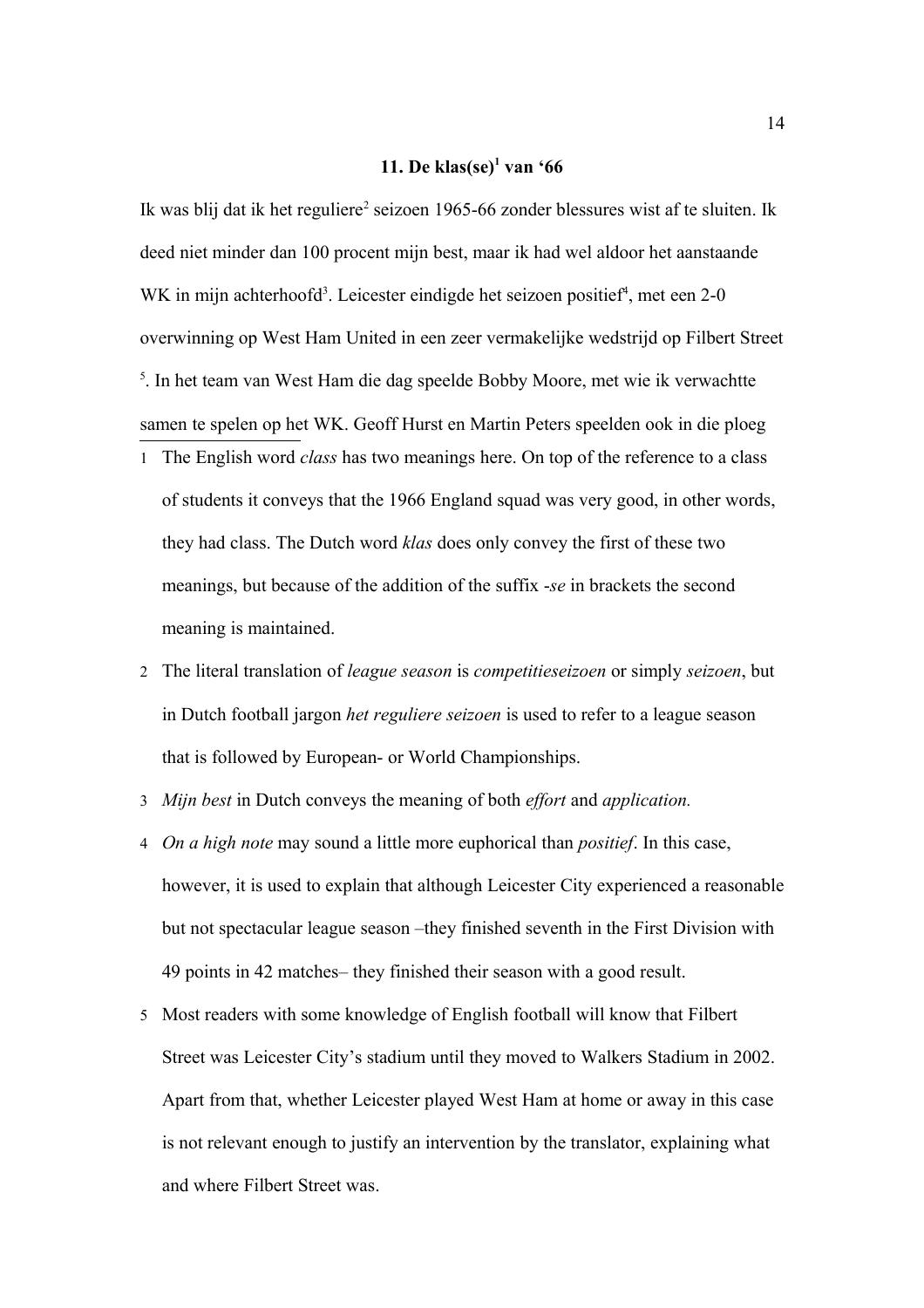## 11. De klas(se)[1] van '66

Ik was blij dat ik het reguliere[2] seizoen 1965-66 zonder blessures wist af te sluiten. Ik deed niet minder dan 100 procent mijn best, maar ik had wel aldoor het aanstaande WK in mijn achterhoofd[3]. Leicester eindigde het seizoen positief[4], met een 2-0 overwinning op West Ham United in een zeer vermakelijke wedstrijd op Filbert Street [5]. In het team van West Ham die dag speelde Bobby Moore, met wie ik verwachtte samen te spelen op het WK. Geoff Hurst en Martin Peters speelden ook in die ploeg

---

1. The English word *class* has two meanings here. On top of the reference to a class of students it conveys that the 1966 England squad was very good, in other words, they had class. The Dutch word *klas* does only convey the first of these two meanings, but because of the addition of the suffix *-se* in brackets the second meaning is maintained.
2. The literal translation of *league season* is *competitieseizoen* or simply *seizoen*, but in Dutch football jargon *het reguliere seizoen* is used to refer to a league season that is followed by European- or World Championships.
3. *Mijn best* in Dutch conveys the meaning of both *effort* and *application.*
4. *On a high note* may sound a little more euphorical than *positief*. In this case, however, it is used to explain that although Leicester City experienced a reasonable but not spectacular league season –they finished seventh in the First Division with 49 points in 42 matches– they finished their season with a good result.
5. Most readers with some knowledge of English football will know that Filbert Street was Leicester City's stadium until they moved to Walkers Stadium in 2002. Apart from that, whether Leicester played West Ham at home or away in this case is not relevant enough to justify an intervention by the translator, explaining what and where Filbert Street was.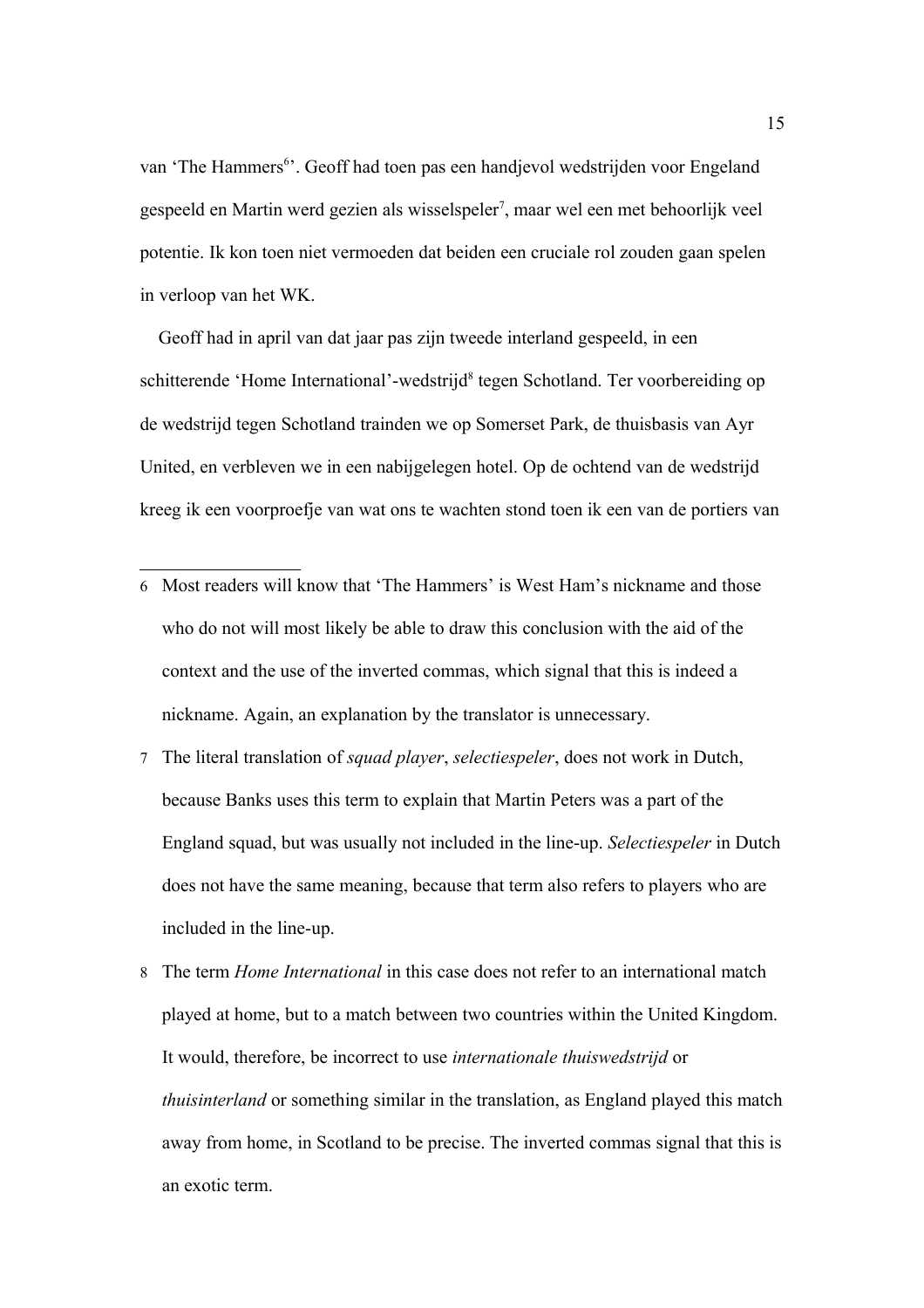van ‘The Hammers[6]’. Geoff had toen pas een handjevol wedstrijden voor Engeland gespeeld en Martin werd gezien als wisselspeler[7], maar wel een met behoorlijk veel potentie. Ik kon toen niet vermoeden dat beiden een cruciale rol zouden gaan spelen in verloop van het WK.

Geoff had in april van dat jaar pas zijn tweede interland gespeeld, in een schitterende ‘Home International’-wedstrijd[8] tegen Schotland. Ter voorbereiding op de wedstrijd tegen Schotland trainden we op Somerset Park, de thuisbasis van Ayr United, en verbleven we in een nabijgelegen hotel. Op de ochtend van de wedstrijd kreeg ik een voorproefje van wat ons te wachten stond toen ik een van de portiers van

---

6 Most readers will know that ‘The Hammers’ is West Ham’s nickname and those who do not will most likely be able to draw this conclusion with the aid of the context and the use of the inverted commas, which signal that this is indeed a nickname. Again, an explanation by the translator is unnecessary.

7 The literal translation of *squad player*, *selectiespeler*, does not work in Dutch, because Banks uses this term to explain that Martin Peters was a part of the England squad, but was usually not included in the line-up. *Selectiespeler* in Dutch does not have the same meaning, because that term also refers to players who are included in the line-up.

8 The term *Home International* in this case does not refer to an international match played at home, but to a match between two countries within the United Kingdom. It would, therefore, be incorrect to use *internationale thuiswedstrijd* or *thuisinterland* or something similar in the translation, as England played this match away from home, in Scotland to be precise. The inverted commas signal that this is an exotic term.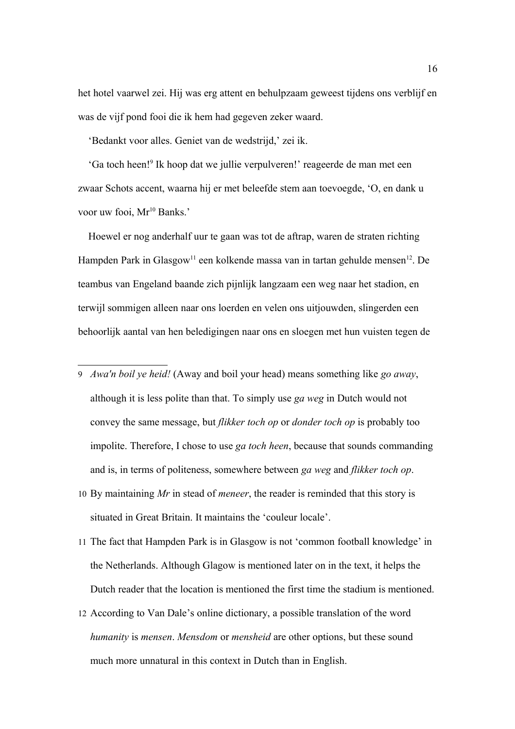het hotel vaarwel zei. Hij was erg attent en behulpzaam geweest tijdens ons verblijf en was de vijf pond fooi die ik hem had gegeven zeker waard.

'Bedankt voor alles. Geniet van de wedstrijd,' zei ik.

'Ga toch heen![9] Ik hoop dat we jullie verpulveren!' reageerde de man met een zwaar Schots accent, waarna hij er met beleefde stem aan toevoegde, 'O, en dank u voor uw fooi, Mr[10] Banks.'

Hoewel er nog anderhalf uur te gaan was tot de aftrap, waren de straten richting Hampden Park in Glasgow[11] een kolkende massa van in tartan gehulde mensen[12]. De teambus van Engeland baande zich pijnlijk langzaam een weg naar het stadion, en terwijl sommigen alleen naar ons loerden en velen ons uitjouwden, slingerden een behoorlijk aantal van hen beledigingen naar ons en sloegen met hun vuisten tegen de

---

9 *Awa'n boil ye heid!* (Away and boil your head) means something like *go away*, although it is less polite than that. To simply use *ga weg* in Dutch would not convey the same message, but *flikker toch op* or *donder toch op* is probably too impolite. Therefore, I chose to use *ga toch heen*, because that sounds commanding and is, in terms of politeness, somewhere between *ga weg* and *flikker toch op*.

10 By maintaining *Mr* in stead of *meneer*, the reader is reminded that this story is situated in Great Britain. It maintains the 'couleur locale'.

11 The fact that Hampden Park is in Glasgow is not 'common football knowledge' in the Netherlands. Although Glagow is mentioned later on in the text, it helps the Dutch reader that the location is mentioned the first time the stadium is mentioned.

12 According to Van Dale's online dictionary, a possible translation of the word *humanity* is *mensen*. *Mensdom* or *mensheid* are other options, but these sound much more unnatural in this context in Dutch than in English.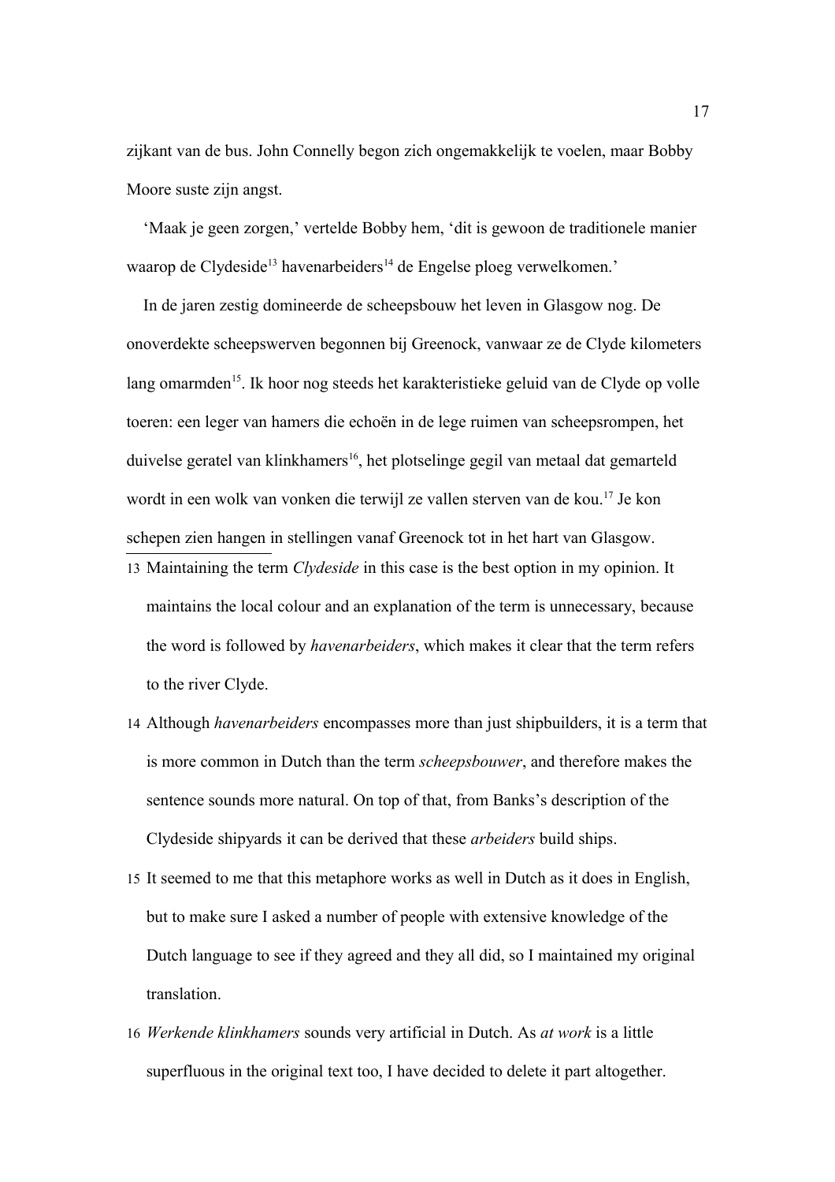zijkant van de bus. John Connelly begon zich ongemakkelijk te voelen, maar Bobby Moore suste zijn angst.

‘Maak je geen zorgen,’ vertelde Bobby hem, ‘dit is gewoon de traditionele manier waarop de Clydeside[13] havenarbeiders[14] de Engelse ploeg verwelkomen.’

In de jaren zestig domineerde de scheepsbouw het leven in Glasgow nog. De onoverdekte scheepswerven begonnen bij Greenock, vanwaar ze de Clyde kilometers lang omarmden[15]. Ik hoor nog steeds het karakteristieke geluid van de Clyde op volle toeren: een leger van hamers die echoën in de lege ruimen van scheepsrompen, het duivelse geratel van klinkhamers[16], het plotselinge gegil van metaal dat gemarteld wordt in een wolk van vonken die terwijl ze vallen sterven van de kou.[17] Je kon schepen zien hangen in stellingen vanaf Greenock tot in het hart van Glasgow.

---

13 Maintaining the term *Clydeside* in this case is the best option in my opinion. It maintains the local colour and an explanation of the term is unnecessary, because the word is followed by *havenarbeiders*, which makes it clear that the term refers to the river Clyde.

14 Although *havenarbeiders* encompasses more than just shipbuilders, it is a term that is more common in Dutch than the term *scheepsbouwer*, and therefore makes the sentence sounds more natural. On top of that, from Banks’s description of the Clydeside shipyards it can be derived that these *arbeiders* build ships.

15 It seemed to me that this metaphore works as well in Dutch as it does in English, but to make sure I asked a number of people with extensive knowledge of the Dutch language to see if they agreed and they all did, so I maintained my original translation.

16 *Werkende klinkhamers* sounds very artificial in Dutch. As *at work* is a little superfluous in the original text too, I have decided to delete it part altogether.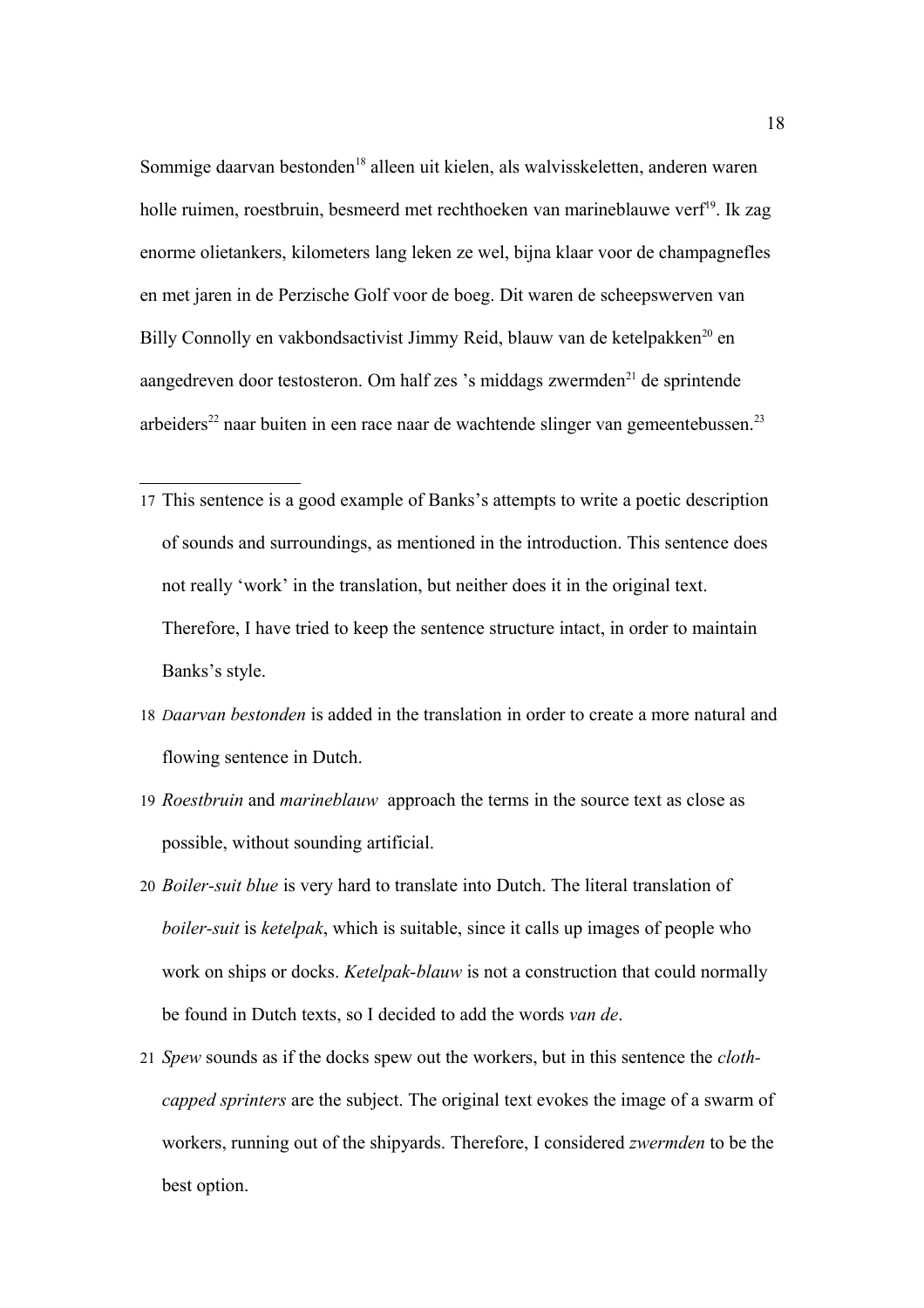Sommige daarvan bestonden[18] alleen uit kielen, als walvisskeletten, anderen waren holle ruimen, roestbruin, besmeerd met rechthoeken van marineblauwe verf[19]. Ik zag enorme olietankers, kilometers lang leken ze wel, bijna klaar voor de champagnefles en met jaren in de Perzische Golf voor de boeg. Dit waren de scheepswerven van Billy Connolly en vakbondsactivist Jimmy Reid, blauw van de ketelpakken[20] en aangedreven door testosteron. Om half zes 's middags zwermden[21] de sprintende arbeiders[22] naar buiten in een race naar de wachtende slinger van gemeentebussen.[23]

---

17 This sentence is a good example of Banks's attempts to write a poetic description of sounds and surroundings, as mentioned in the introduction. This sentence does not really 'work' in the translation, but neither does it in the original text. Therefore, I have tried to keep the sentence structure intact, in order to maintain Banks's style.

18 *Daarvan bestonden* is added in the translation in order to create a more natural and flowing sentence in Dutch.

19 *Roestbruin* and *marineblauw* approach the terms in the source text as close as possible, without sounding artificial.

20 *Boiler-suit blue* is very hard to translate into Dutch. The literal translation of *boiler-suit* is *ketelpak*, which is suitable, since it calls up images of people who work on ships or docks. *Ketelpak-blauw* is not a construction that could normally be found in Dutch texts, so I decided to add the words *van de*.

21 *Spew* sounds as if the docks spew out the workers, but in this sentence the *cloth-capped sprinters* are the subject. The original text evokes the image of a swarm of workers, running out of the shipyards. Therefore, I considered *zwermden* to be the best option.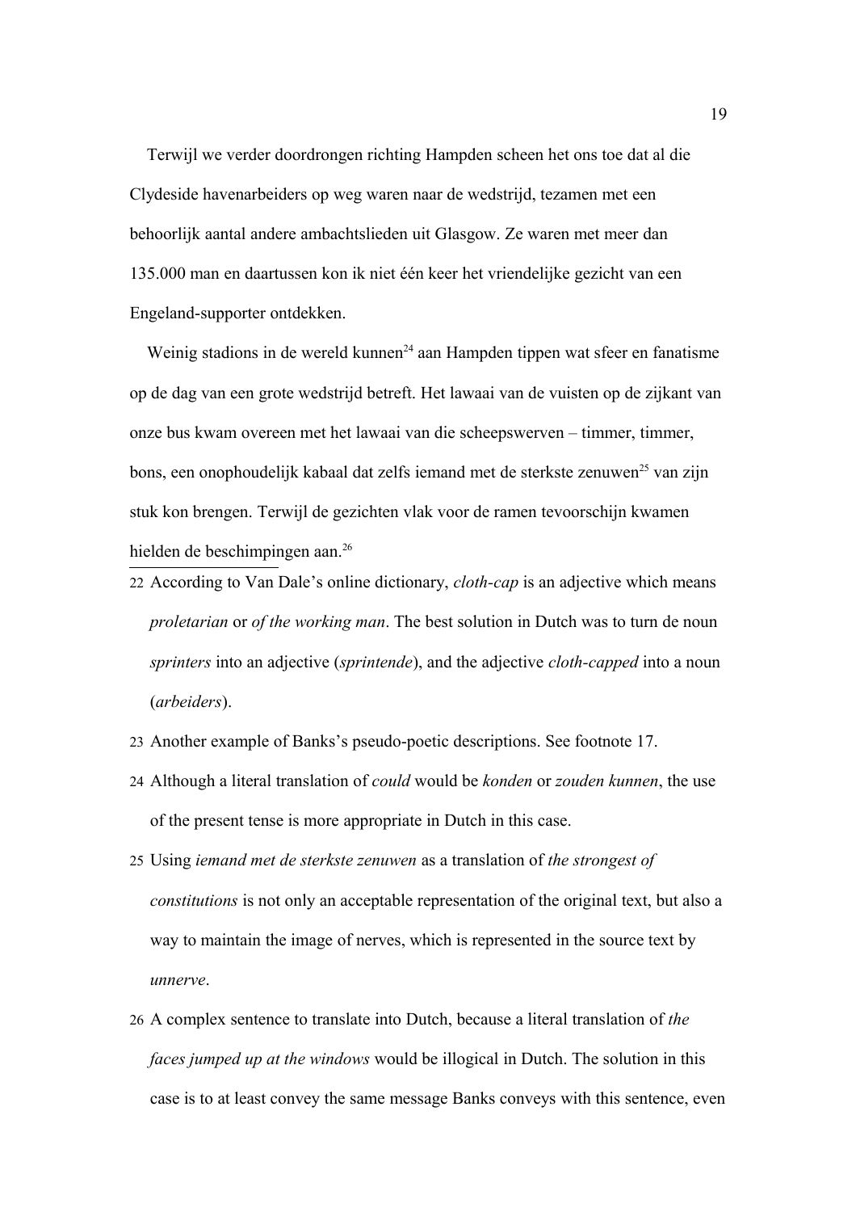Terwijl we verder doordrongen richting Hampden scheen het ons toe dat al die Clydeside havenarbeiders op weg waren naar de wedstrijd, tezamen met een behoorlijk aantal andere ambachtslieden uit Glasgow. Ze waren met meer dan 135.000 man en daartussen kon ik niet één keer het vriendelijke gezicht van een Engeland-supporter ontdekken.

Weinig stadions in de wereld kunnen[24] aan Hampden tippen wat sfeer en fanatisme op de dag van een grote wedstrijd betreft. Het lawaai van de vuisten op de zijkant van onze bus kwam overeen met het lawaai van die scheepswerven – timmer, timmer, bons, een onophoudelijk kabaal dat zelfs iemand met de sterkste zenuwen[25] van zijn stuk kon brengen. Terwijl de gezichten vlak voor de ramen tevoorschijn kwamen hielden de beschimpingen aan.[26]

---

22 According to Van Dale's online dictionary, *cloth-cap* is an adjective which means *proletarian* or *of the working man*. The best solution in Dutch was to turn de noun *sprinters* into an adjective (*sprintende*), and the adjective *cloth-capped* into a noun (*arbeiders*).

23 Another example of Banks's pseudo-poetic descriptions. See footnote 17.

24 Although a literal translation of *could* would be *konden* or *zouden kunnen*, the use of the present tense is more appropriate in Dutch in this case.

25 Using *iemand met de sterkste zenuwen* as a translation of *the strongest of constitutions* is not only an acceptable representation of the original text, but also a way to maintain the image of nerves, which is represented in the source text by *unnerve*.

26 A complex sentence to translate into Dutch, because a literal translation of *the faces jumped up at the windows* would be illogical in Dutch. The solution in this case is to at least convey the same message Banks conveys with this sentence, even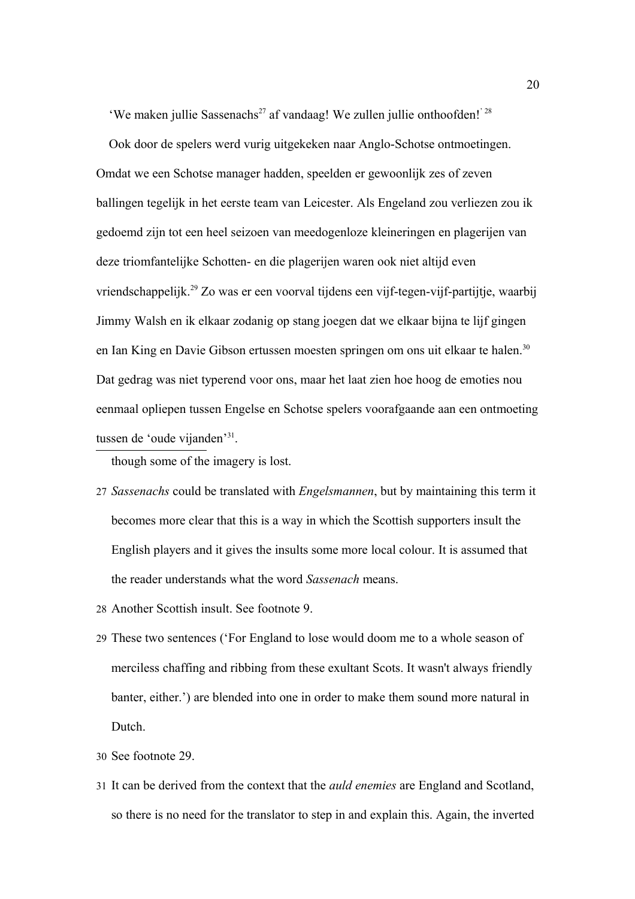'We maken jullie Sassenachs[27] af vandaag! We zullen jullie onthoofden!'[28]

Ook door de spelers werd vurig uitgekeken naar Anglo-Schotse ontmoetingen. Omdat we een Schotse manager hadden, speelden er gewoonlijk zes of zeven ballingen tegelijk in het eerste team van Leicester. Als Engeland zou verliezen zou ik gedoemd zijn tot een heel seizoen van meedogenloze kleineringen en plagerijen van deze triomfantelijke Schotten- en die plagerijen waren ook niet altijd even vriendschappelijk.[29] Zo was er een voorval tijdens een vijf-tegen-vijf-partijtje, waarbij Jimmy Walsh en ik elkaar zodanig op stang joegen dat we elkaar bijna te lijf gingen en Ian King en Davie Gibson ertussen moesten springen om ons uit elkaar te halen.[30] Dat gedrag was niet typerend voor ons, maar het laat zien hoe hoog de emoties nou eenmaal opliepen tussen Engelse en Schotse spelers voorafgaande aan een ontmoeting tussen de 'oude vijanden'[31].

---

though some of the imagery is lost.

27 *Sassenachs* could be translated with *Engelsmannen*, but by maintaining this term it becomes more clear that this is a way in which the Scottish supporters insult the English players and it gives the insults some more local colour. It is assumed that the reader understands what the word *Sassenach* means.

28 Another Scottish insult. See footnote 9.

29 These two sentences ('For England to lose would doom me to a whole season of merciless chaffing and ribbing from these exultant Scots. It wasn't always friendly banter, either.') are blended into one in order to make them sound more natural in Dutch.

30 See footnote 29.

31 It can be derived from the context that the *auld enemies* are England and Scotland, so there is no need for the translator to step in and explain this. Again, the inverted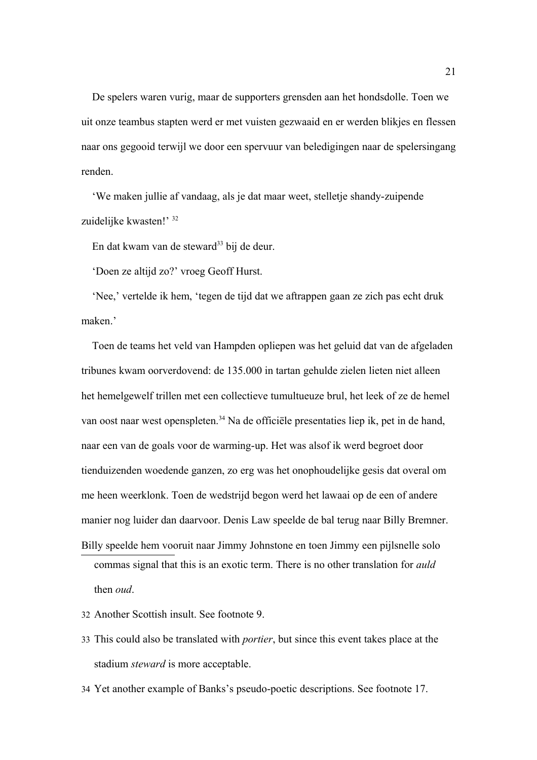De spelers waren vurig, maar de supporters grensden aan het hondsdolle. Toen we uit onze teambus stapten werd er met vuisten gezwaaid en er werden blikjes en flessen naar ons gegooid terwijl we door een spervuur van beledigingen naar de spelersingang renden.

'We maken jullie af vandaag, als je dat maar weet, stelletje shandy-zuipende zuidelijke kwasten!' [32]

En dat kwam van de steward[33] bij de deur.

'Doen ze altijd zo?' vroeg Geoff Hurst.

'Nee,' vertelde ik hem, 'tegen de tijd dat we aftrappen gaan ze zich pas echt druk maken.'

Toen de teams het veld van Hampden opliepen was het geluid dat van de afgeladen tribunes kwam oorverdovend: de 135.000 in tartan gehulde zielen lieten niet alleen het hemelgewelf trillen met een collectieve tumultueuze brul, het leek of ze de hemel van oost naar west openspleten.[34] Na de officiële presentaties liep ik, pet in de hand, naar een van de goals voor de warming-up. Het was alsof ik werd begroet door tienduizenden woedende ganzen, zo erg was het onophoudelijke gesis dat overal om me heen weerklonk. Toen de wedstrijd begon werd het lawaai op de een of andere manier nog luider dan daarvoor. Denis Law speelde de bal terug naar Billy Bremner. Billy speelde hem vooruit naar Jimmy Johnstone en toen Jimmy een pijlsnelle solo

---

commas signal that this is an exotic term. There is no other translation for *auld* then *oud*.

32 Another Scottish insult. See footnote 9.

33 This could also be translated with *portier*, but since this event takes place at the stadium *steward* is more acceptable.

34 Yet another example of Banks's pseudo-poetic descriptions. See footnote 17.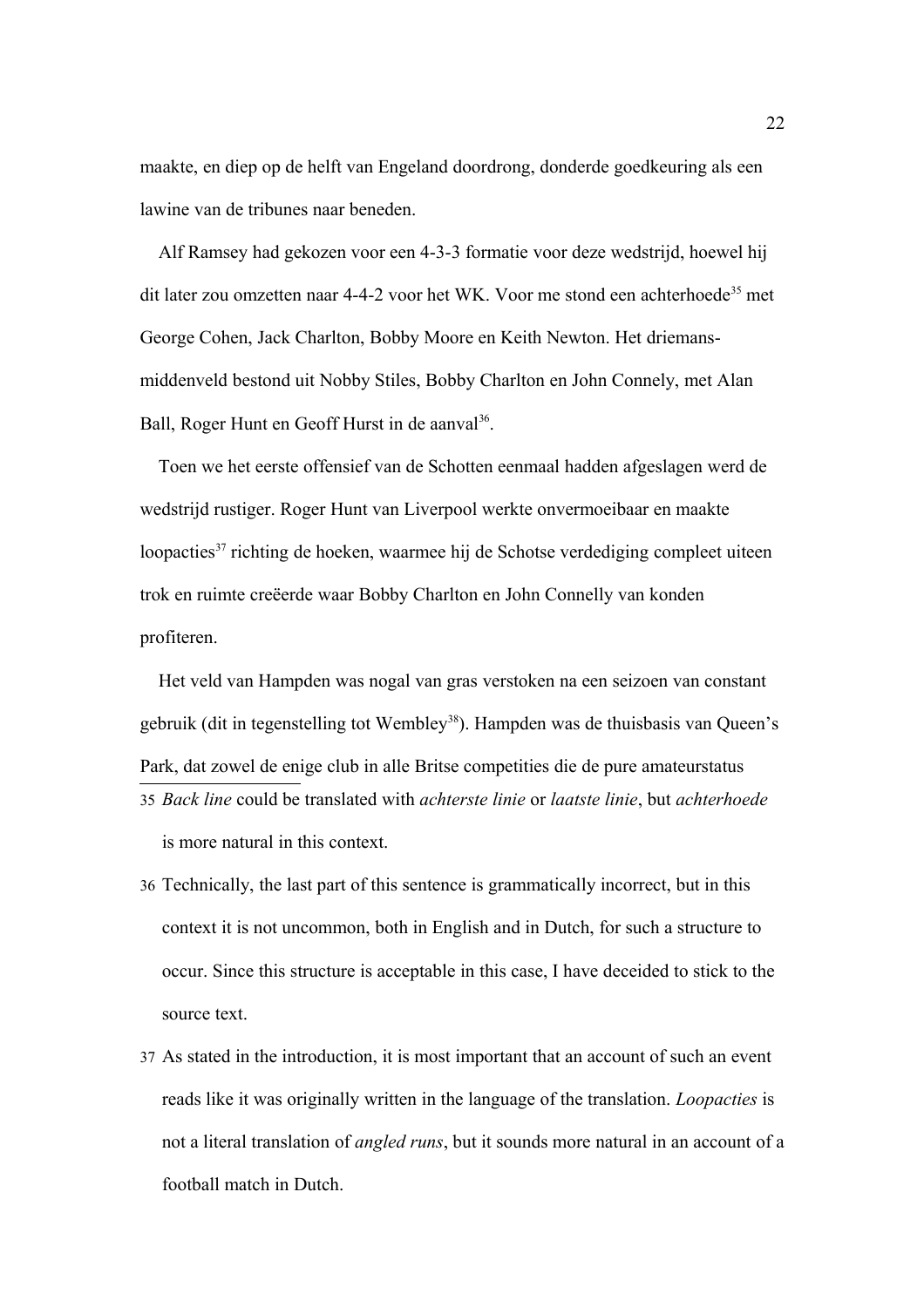maakte, en diep op de helft van Engeland doordrong, donderde goedkeuring als een lawine van de tribunes naar beneden.

Alf Ramsey had gekozen voor een 4-3-3 formatie voor deze wedstrijd, hoewel hij dit later zou omzetten naar 4-4-2 voor het WK. Voor me stond een achterhoede[35] met George Cohen, Jack Charlton, Bobby Moore en Keith Newton. Het driemans-middenveld bestond uit Nobby Stiles, Bobby Charlton en John Connely, met Alan Ball, Roger Hunt en Geoff Hurst in de aanval[36].

Toen we het eerste offensief van de Schotten eenmaal hadden afgeslagen werd de wedstrijd rustiger. Roger Hunt van Liverpool werkte onvermoeibaar en maakte loopacties[37] richting de hoeken, waarmee hij de Schotse verdediging compleet uiteen trok en ruimte creëerde waar Bobby Charlton en John Connelly van konden profiteren.

Het veld van Hampden was nogal van gras verstoken na een seizoen van constant gebruik (dit in tegenstelling tot Wembley[38]). Hampden was de thuisbasis van Queen's Park, dat zowel de enige club in alle Britse competities die de pure amateurstatus

---

35 *Back line* could be translated with *achterste linie* or *laatste linie*, but *achterhoede* is more natural in this context.

36 Technically, the last part of this sentence is grammatically incorrect, but in this context it is not uncommon, both in English and in Dutch, for such a structure to occur. Since this structure is acceptable in this case, I have deceided to stick to the source text.

37 As stated in the introduction, it is most important that an account of such an event reads like it was originally written in the language of the translation. *Loopacties* is not a literal translation of *angled runs*, but it sounds more natural in an account of a football match in Dutch.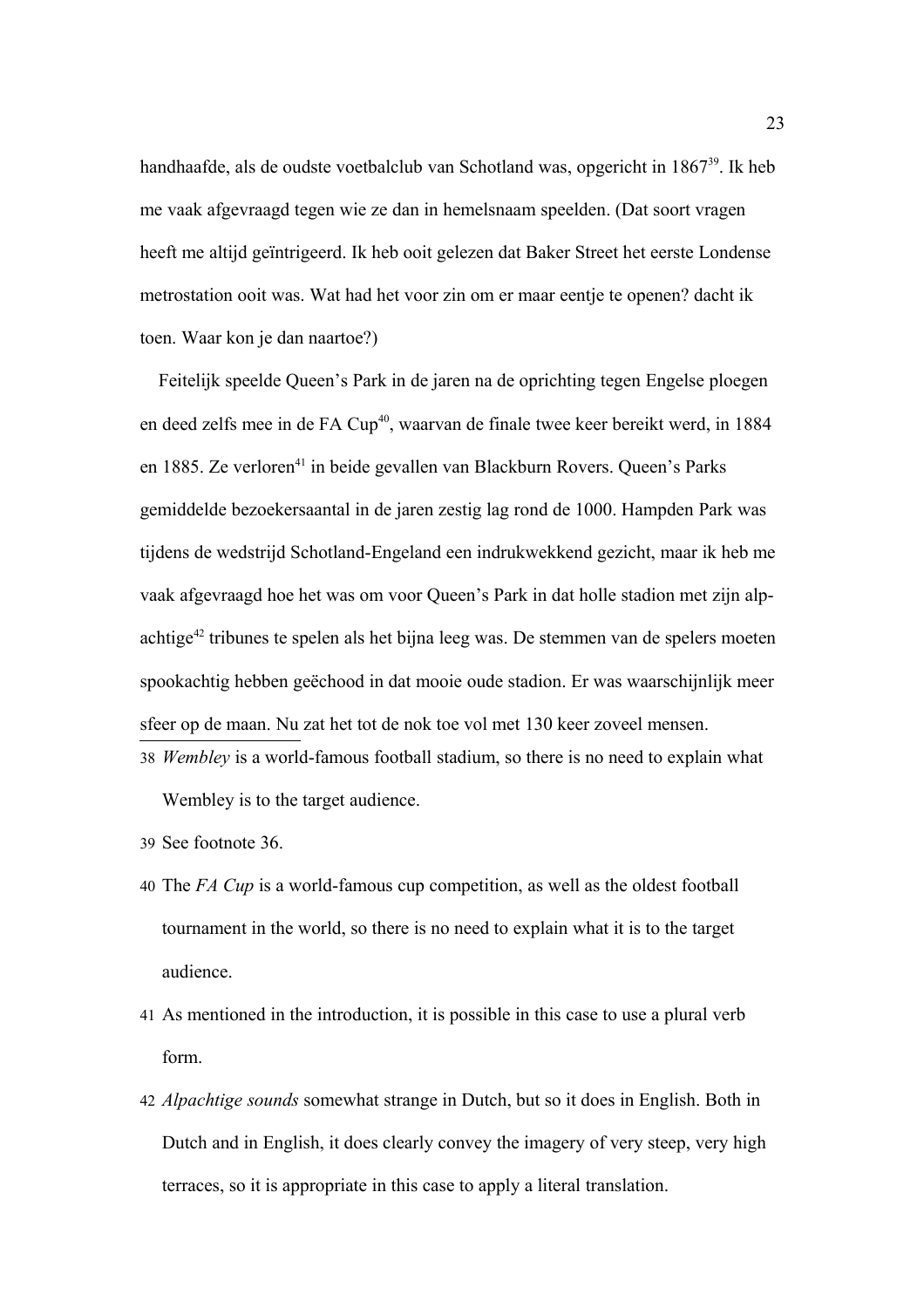handhaafde, als de oudste voetbalclub van Schotland was, opgericht in 1867[39]. Ik heb me vaak afgevraagd tegen wie ze dan in hemelsnaam speelden. (Dat soort vragen heeft me altijd geïntrigeerd. Ik heb ooit gelezen dat Baker Street het eerste Londense metrostation ooit was. Wat had het voor zin om er maar eentje te openen? dacht ik toen. Waar kon je dan naartoe?)

Feitelijk speelde Queen's Park in de jaren na de oprichting tegen Engelse ploegen en deed zelfs mee in de FA Cup[40], waarvan de finale twee keer bereikt werd, in 1884 en 1885. Ze verloren[41] in beide gevallen van Blackburn Rovers. Queen's Parks gemiddelde bezoekersaantal in de jaren zestig lag rond de 1000. Hampden Park was tijdens de wedstrijd Schotland-Engeland een indrukwekkend gezicht, maar ik heb me vaak afgevraagd hoe het was om voor Queen's Park in dat holle stadion met zijn alp-achtige[42] tribunes te spelen als het bijna leeg was. De stemmen van de spelers moeten spookachtig hebben geëchood in dat mooie oude stadion. Er was waarschijnlijk meer sfeer op de maan. Nu zat het tot de nok toe vol met 130 keer zoveel mensen.

---

38 *Wembley* is a world-famous football stadium, so there is no need to explain what Wembley is to the target audience.

39 See footnote 36.

40 The *FA Cup* is a world-famous cup competition, as well as the oldest football tournament in the world, so there is no need to explain what it is to the target audience.

41 As mentioned in the introduction, it is possible in this case to use a plural verb form.

42 *Alpachtige sounds* somewhat strange in Dutch, but so it does in English. Both in Dutch and in English, it does clearly convey the imagery of very steep, very high terraces, so it is appropriate in this case to apply a literal translation.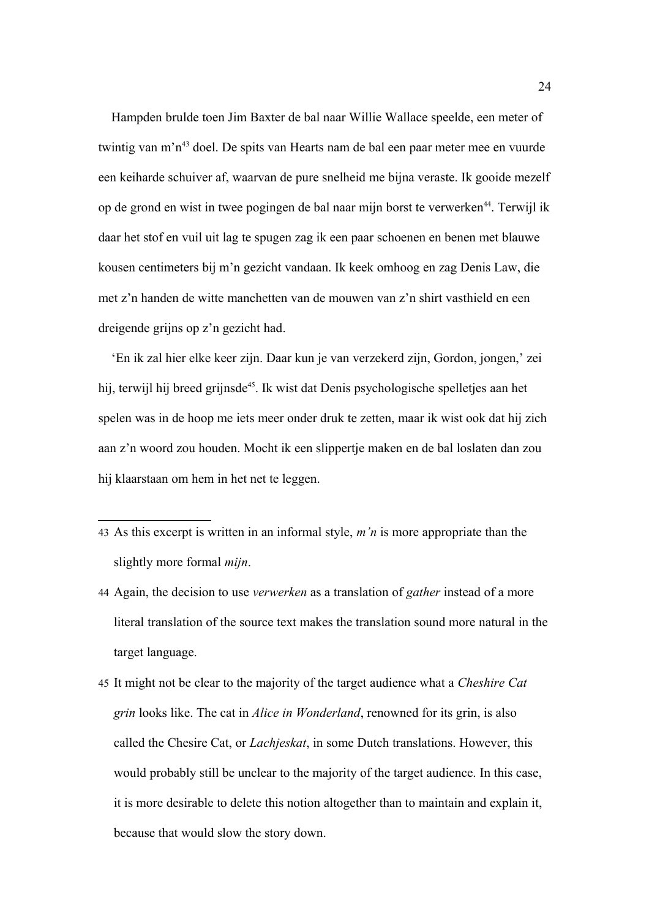Hampden brulde toen Jim Baxter de bal naar Willie Wallace speelde, een meter of twintig van m'n[43] doel. De spits van Hearts nam de bal een paar meter mee en vuurde een keiharde schuiver af, waarvan de pure snelheid me bijna veraste. Ik gooide mezelf op de grond en wist in twee pogingen de bal naar mijn borst te verwerken[44]. Terwijl ik daar het stof en vuil uit lag te spugen zag ik een paar schoenen en benen met blauwe kousen centimeters bij m'n gezicht vandaan. Ik keek omhoog en zag Denis Law, die met z'n handen de witte manchetten van de mouwen van z'n shirt vasthield en een dreigende grijns op z'n gezicht had.

'En ik zal hier elke keer zijn. Daar kun je van verzekerd zijn, Gordon, jongen,' zei hij, terwijl hij breed grijnsde[45]. Ik wist dat Denis psychologische spelletjes aan het spelen was in de hoop me iets meer onder druk te zetten, maar ik wist ook dat hij zich aan z'n woord zou houden. Mocht ik een slippertje maken en de bal loslaten dan zou hij klaarstaan om hem in het net te leggen.

---

43 As this excerpt is written in an informal style, *m'n* is more appropriate than the slightly more formal *mijn*.

44 Again, the decision to use *verwerken* as a translation of *gather* instead of a more literal translation of the source text makes the translation sound more natural in the target language.

45 It might not be clear to the majority of the target audience what a *Cheshire Cat grin* looks like. The cat in *Alice in Wonderland*, renowned for its grin, is also called the Chesire Cat, or *Lachjeskat*, in some Dutch translations. However, this would probably still be unclear to the majority of the target audience. In this case, it is more desirable to delete this notion altogether than to maintain and explain it, because that would slow the story down.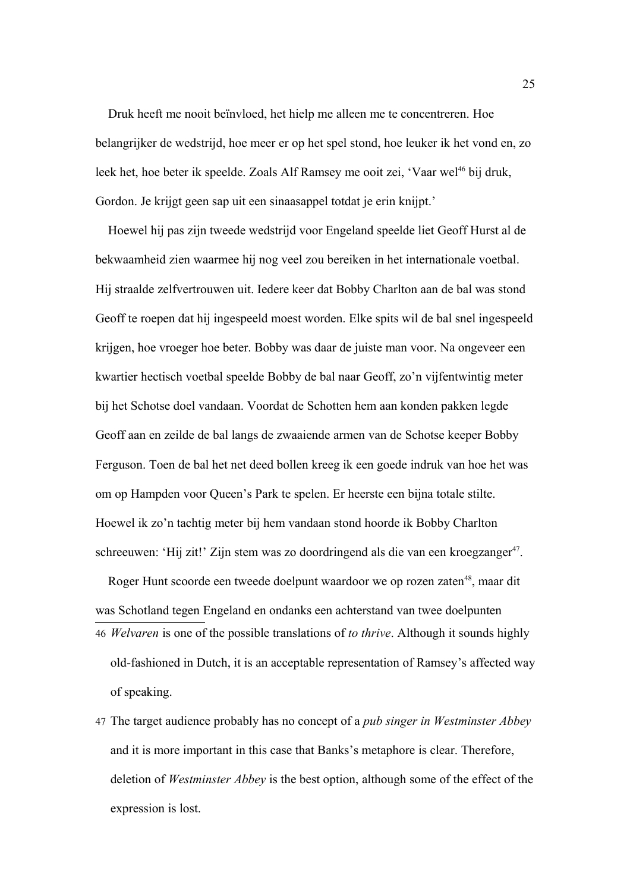Druk heeft me nooit beïnvloed, het hielp me alleen me te concentreren. Hoe belangrijker de wedstrijd, hoe meer er op het spel stond, hoe leuker ik het vond en, zo leek het, hoe beter ik speelde. Zoals Alf Ramsey me ooit zei, 'Vaar wel[46] bij druk, Gordon. Je krijgt geen sap uit een sinaasappel totdat je erin knijpt.'

Hoewel hij pas zijn tweede wedstrijd voor Engeland speelde liet Geoff Hurst al de bekwaamheid zien waarmee hij nog veel zou bereiken in het internationale voetbal. Hij straalde zelfvertrouwen uit. Iedere keer dat Bobby Charlton aan de bal was stond Geoff te roepen dat hij ingespeeld moest worden. Elke spits wil de bal snel ingespeeld krijgen, hoe vroeger hoe beter. Bobby was daar de juiste man voor. Na ongeveer een kwartier hectisch voetbal speelde Bobby de bal naar Geoff, zo'n vijfentwintig meter bij het Schotse doel vandaan. Voordat de Schotten hem aan konden pakken legde Geoff aan en zeilde de bal langs de zwaaiende armen van de Schotse keeper Bobby Ferguson. Toen de bal het net deed bollen kreeg ik een goede indruk van hoe het was om op Hampden voor Queen's Park te spelen. Er heerste een bijna totale stilte. Hoewel ik zo'n tachtig meter bij hem vandaan stond hoorde ik Bobby Charlton schreeuwen: 'Hij zit!' Zijn stem was zo doordringend als die van een kroegzanger[47].

Roger Hunt scoorde een tweede doelpunt waardoor we op rozen zaten[48], maar dit was Schotland tegen Engeland en ondanks een achterstand van twee doelpunten

---

46 *Welvaren* is one of the possible translations of *to thrive*. Although it sounds highly old-fashioned in Dutch, it is an acceptable representation of Ramsey's affected way of speaking.

47 The target audience probably has no concept of a *pub singer in Westminster Abbey* and it is more important in this case that Banks's metaphore is clear. Therefore, deletion of *Westminster Abbey* is the best option, although some of the effect of the expression is lost.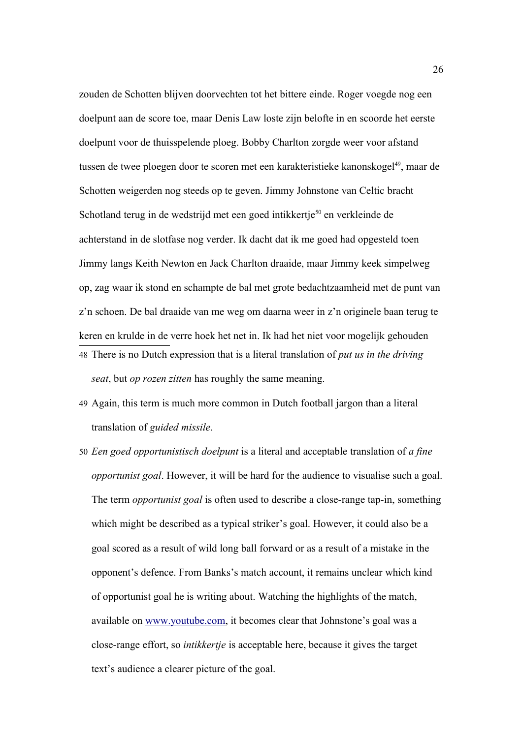zouden de Schotten blijven doorvechten tot het bittere einde. Roger voegde nog een doelpunt aan de score toe, maar Denis Law loste zijn belofte in en scoorde het eerste doelpunt voor de thuisspelende ploeg. Bobby Charlton zorgde weer voor afstand tussen de twee ploegen door te scoren met een karakteristieke kanonskogel[49], maar de Schotten weigerden nog steeds op te geven. Jimmy Johnstone van Celtic bracht Schotland terug in de wedstrijd met een goed intikkertje[50] en verkleinde de achterstand in de slotfase nog verder. Ik dacht dat ik me goed had opgesteld toen Jimmy langs Keith Newton en Jack Charlton draaide, maar Jimmy keek simpelweg op, zag waar ik stond en schampte de bal met grote bedachtzaamheid met de punt van z'n schoen. De bal draaide van me weg om daarna weer in z'n originele baan terug te keren en krulde in de verre hoek het net in. Ik had het niet voor mogelijk gehouden

---

48 There is no Dutch expression that is a literal translation of *put us in the driving seat*, but *op rozen zitten* has roughly the same meaning.

49 Again, this term is much more common in Dutch football jargon than a literal translation of *guided missile*.

50 *Een goed opportunistisch doelpunt* is a literal and acceptable translation of *a fine opportunist goal*. However, it will be hard for the audience to visualise such a goal. The term *opportunist goal* is often used to describe a close-range tap-in, something which might be described as a typical striker's goal. However, it could also be a goal scored as a result of wild long ball forward or as a result of a mistake in the opponent's defence. From Banks's match account, it remains unclear which kind of opportunist goal he is writing about. Watching the highlights of the match, available on www.youtube.com, it becomes clear that Johnstone's goal was a close-range effort, so *intikkertje* is acceptable here, because it gives the target text's audience a clearer picture of the goal.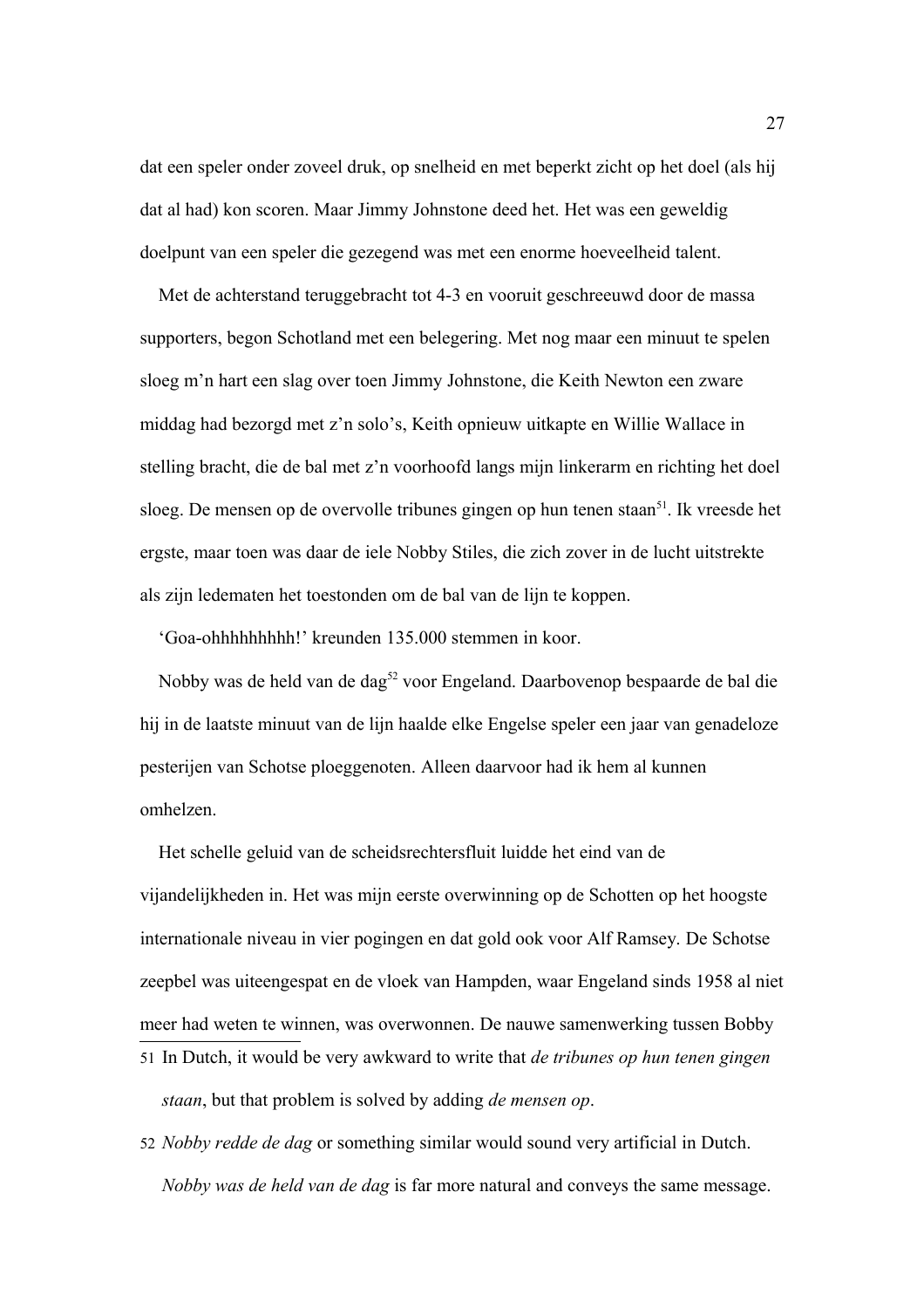dat een speler onder zoveel druk, op snelheid en met beperkt zicht op het doel (als hij dat al had) kon scoren. Maar Jimmy Johnstone deed het. Het was een geweldig doelpunt van een speler die gezegend was met een enorme hoeveelheid talent.

Met de achterstand teruggebracht tot 4-3 en vooruit geschreeuwd door de massa supporters, begon Schotland met een belegering. Met nog maar een minuut te spelen sloeg m'n hart een slag over toen Jimmy Johnstone, die Keith Newton een zware middag had bezorgd met z'n solo's, Keith opnieuw uitkapte en Willie Wallace in stelling bracht, die de bal met z'n voorhoofd langs mijn linkerarm en richting het doel sloeg. De mensen op de overvolle tribunes gingen op hun tenen staan[51]. Ik vreesde het ergste, maar toen was daar de iele Nobby Stiles, die zich zover in de lucht uitstrekte als zijn ledematen het toestonden om de bal van de lijn te koppen.

'Goa-ohhhhhhhhh!' kreunden 135.000 stemmen in koor.

Nobby was de held van de dag[52] voor Engeland. Daarbovenop bespaarde de bal die hij in de laatste minuut van de lijn haalde elke Engelse speler een jaar van genadeloze pesterijen van Schotse ploeggenoten. Alleen daarvoor had ik hem al kunnen omhelzen.

Het schelle geluid van de scheidsrechtersfluit luidde het eind van de vijandelijkheden in. Het was mijn eerste overwinning op de Schotten op het hoogste internationale niveau in vier pogingen en dat gold ook voor Alf Ramsey. De Schotse zeepbel was uiteengespat en de vloek van Hampden, waar Engeland sinds 1958 al niet meer had weten te winnen, was overwonnen. De nauwe samenwerking tussen Bobby

---

51 In Dutch, it would be very awkward to write that *de tribunes op hun tenen gingen staan*, but that problem is solved by adding *de mensen op*.

52 *Nobby redde de dag* or something similar would sound very artificial in Dutch. *Nobby was de held van de dag* is far more natural and conveys the same message.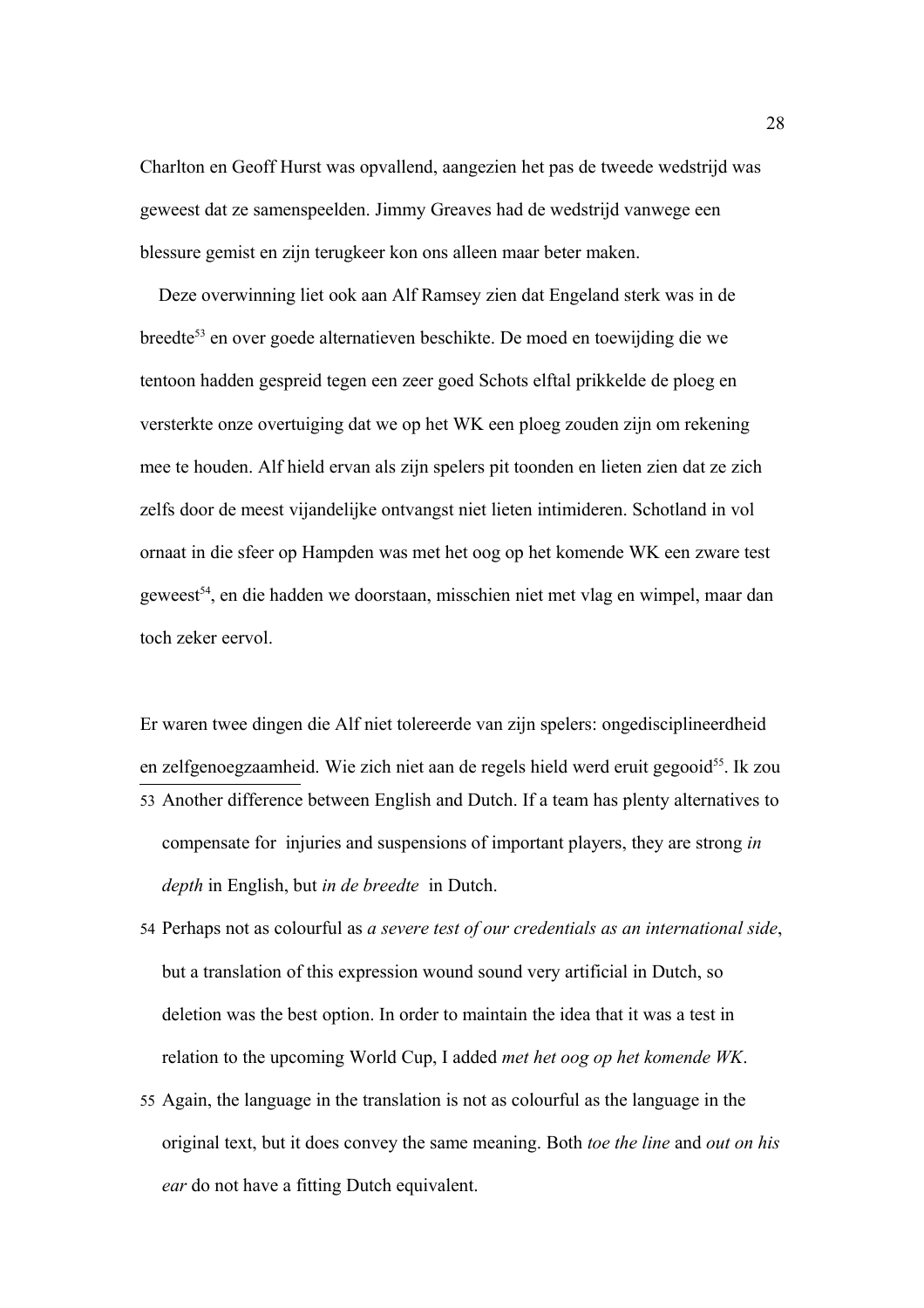Charlton en Geoff Hurst was opvallend, aangezien het pas de tweede wedstrijd was geweest dat ze samenspeelden. Jimmy Greaves had de wedstrijd vanwege een blessure gemist en zijn terugkeer kon ons alleen maar beter maken.

Deze overwinning liet ook aan Alf Ramsey zien dat Engeland sterk was in de breedte[53] en over goede alternatieven beschikte. De moed en toewijding die we tentoon hadden gespreid tegen een zeer goed Schots elftal prikkelde de ploeg en versterkte onze overtuiging dat we op het WK een ploeg zouden zijn om rekening mee te houden. Alf hield ervan als zijn spelers pit toonden en lieten zien dat ze zich zelfs door de meest vijandelijke ontvangst niet lieten intimideren. Schotland in vol ornaat in die sfeer op Hampden was met het oog op het komende WK een zware test geweest[54], en die hadden we doorstaan, misschien niet met vlag en wimpel, maar dan toch zeker eervol.

Er waren twee dingen die Alf niet tolereerde van zijn spelers: ongedisciplineerdheid en zelfgenoegzaamheid. Wie zich niet aan de regels hield werd eruit gegooid[55]. Ik zou

---

53 Another difference between English and Dutch. If a team has plenty alternatives to compensate for injuries and suspensions of important players, they are strong *in depth* in English, but *in de breedte* in Dutch.

54 Perhaps not as colourful as *a severe test of our credentials as an international side*, but a translation of this expression wound sound very artificial in Dutch, so deletion was the best option. In order to maintain the idea that it was a test in relation to the upcoming World Cup, I added *met het oog op het komende WK*.

55 Again, the language in the translation is not as colourful as the language in the original text, but it does convey the same meaning. Both *toe the line* and *out on his ear* do not have a fitting Dutch equivalent.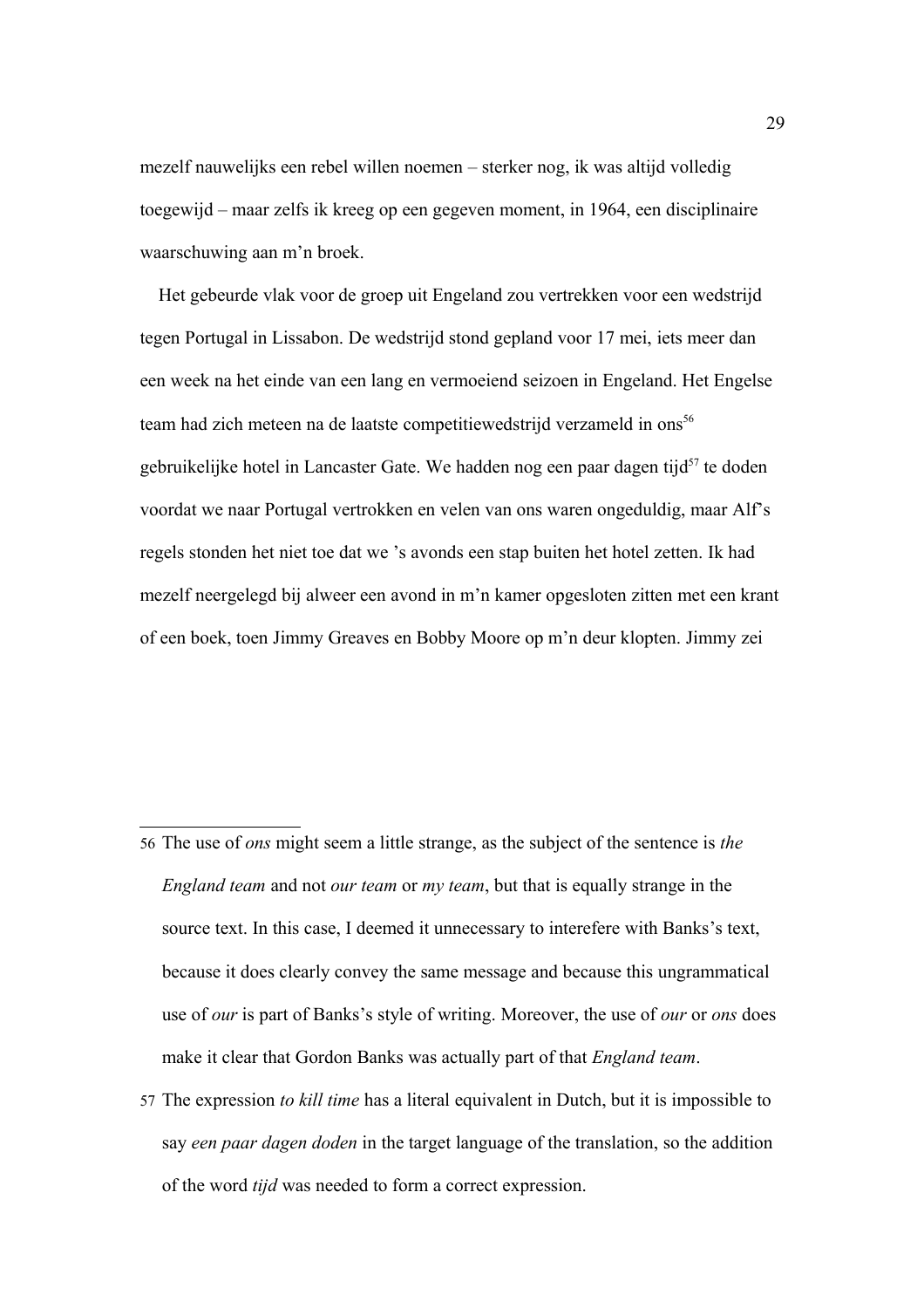mezelf nauwelijks een rebel willen noemen – sterker nog, ik was altijd volledig toegewijd – maar zelfs ik kreeg op een gegeven moment, in 1964, een disciplinaire waarschuwing aan m'n broek.

Het gebeurde vlak voor de groep uit Engeland zou vertrekken voor een wedstrijd tegen Portugal in Lissabon. De wedstrijd stond gepland voor 17 mei, iets meer dan een week na het einde van een lang en vermoeiend seizoen in Engeland. Het Engelse team had zich meteen na de laatste competitiewedstrijd verzameld in ons[56] gebruikelijke hotel in Lancaster Gate. We hadden nog een paar dagen tijd[57] te doden voordat we naar Portugal vertrokken en velen van ons waren ongeduldig, maar Alf's regels stonden het niet toe dat we 's avonds een stap buiten het hotel zetten. Ik had mezelf neergelegd bij alweer een avond in m'n kamer opgesloten zitten met een krant of een boek, toen Jimmy Greaves en Bobby Moore op m'n deur klopten. Jimmy zei

---

56 The use of *ons* might seem a little strange, as the subject of the sentence is *the England team* and not *our team* or *my team*, but that is equally strange in the source text. In this case, I deemed it unnecessary to interefere with Banks's text, because it does clearly convey the same message and because this ungrammatical use of *our* is part of Banks's style of writing. Moreover, the use of *our* or *ons* does make it clear that Gordon Banks was actually part of that *England team*.

57 The expression *to kill time* has a literal equivalent in Dutch, but it is impossible to say *een paar dagen doden* in the target language of the translation, so the addition of the word *tijd* was needed to form a correct expression.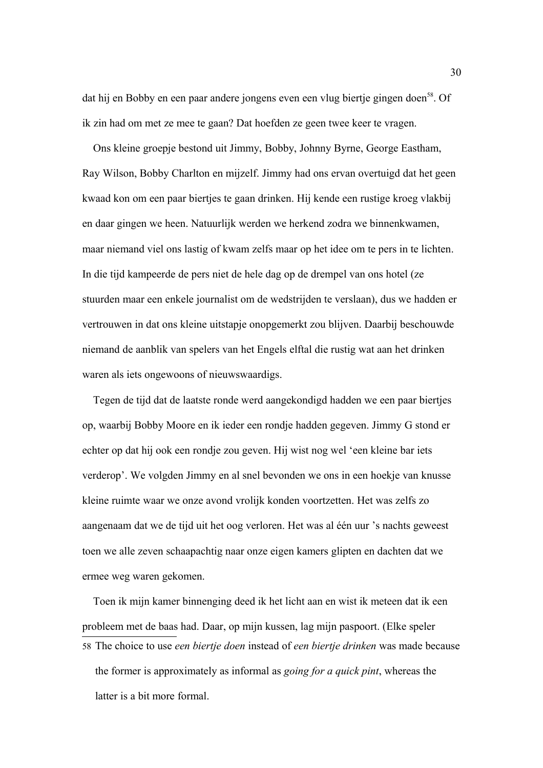dat hij en Bobby en een paar andere jongens even een vlug biertje gingen doen[58]. Of ik zin had om met ze mee te gaan? Dat hoefden ze geen twee keer te vragen.

Ons kleine groepje bestond uit Jimmy, Bobby, Johnny Byrne, George Eastham, Ray Wilson, Bobby Charlton en mijzelf. Jimmy had ons ervan overtuigd dat het geen kwaad kon om een paar biertjes te gaan drinken. Hij kende een rustige kroeg vlakbij en daar gingen we heen. Natuurlijk werden we herkend zodra we binnenkwamen, maar niemand viel ons lastig of kwam zelfs maar op het idee om te pers in te lichten. In die tijd kampeerde de pers niet de hele dag op de drempel van ons hotel (ze stuurden maar een enkele journalist om de wedstrijden te verslaan), dus we hadden er vertrouwen in dat ons kleine uitstapje onopgemerkt zou blijven. Daarbij beschouwde niemand de aanblik van spelers van het Engels elftal die rustig wat aan het drinken waren als iets ongewoons of nieuwswaardigs.

Tegen de tijd dat de laatste ronde werd aangekondigd hadden we een paar biertjes op, waarbij Bobby Moore en ik ieder een rondje hadden gegeven. Jimmy G stond er echter op dat hij ook een rondje zou geven. Hij wist nog wel 'een kleine bar iets verderop'. We volgden Jimmy en al snel bevonden we ons in een hoekje van knusse kleine ruimte waar we onze avond vrolijk konden voortzetten. Het was zelfs zo aangenaam dat we de tijd uit het oog verloren. Het was al één uur 's nachts geweest toen we alle zeven schaapachtig naar onze eigen kamers glipten en dachten dat we ermee weg waren gekomen.

Toen ik mijn kamer binnenging deed ik het licht aan en wist ik meteen dat ik een probleem met de baas had. Daar, op mijn kussen, lag mijn paspoort. (Elke speler

---

58 The choice to use *een biertje doen* instead of *een biertje drinken* was made because the former is approximately as informal as *going for a quick pint*, whereas the latter is a bit more formal.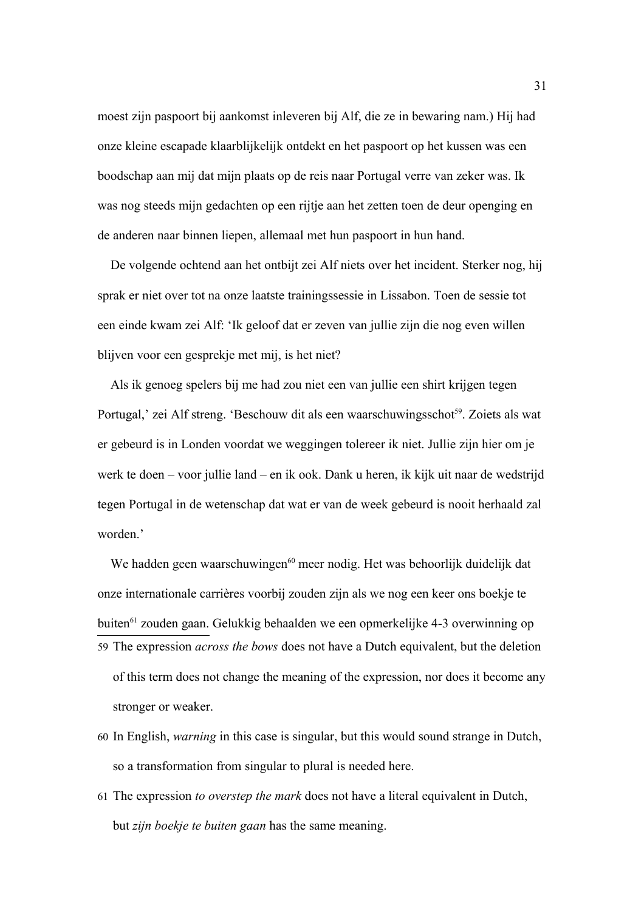moest zijn paspoort bij aankomst inleveren bij Alf, die ze in bewaring nam.) Hij had onze kleine escapade klaarblijkelijk ontdekt en het paspoort op het kussen was een boodschap aan mij dat mijn plaats op de reis naar Portugal verre van zeker was. Ik was nog steeds mijn gedachten op een rijtje aan het zetten toen de deur openging en de anderen naar binnen liepen, allemaal met hun paspoort in hun hand.

De volgende ochtend aan het ontbijt zei Alf niets over het incident. Sterker nog, hij sprak er niet over tot na onze laatste trainingssessie in Lissabon. Toen de sessie tot een einde kwam zei Alf: 'Ik geloof dat er zeven van jullie zijn die nog even willen blijven voor een gesprekje met mij, is het niet?

Als ik genoeg spelers bij me had zou niet een van jullie een shirt krijgen tegen Portugal,' zei Alf streng. 'Beschouw dit als een waarschuwingsschot[59]. Zoiets als wat er gebeurd is in Londen voordat we weggingen tolereer ik niet. Jullie zijn hier om je werk te doen – voor jullie land – en ik ook. Dank u heren, ik kijk uit naar de wedstrijd tegen Portugal in de wetenschap dat wat er van de week gebeurd is nooit herhaald zal worden.'

We hadden geen waarschuwingen[60] meer nodig. Het was behoorlijk duidelijk dat onze internationale carrières voorbij zouden zijn als we nog een keer ons boekje te buiten[61] zouden gaan. Gelukkig behaalden we een opmerkelijke 4-3 overwinning op

---

59 The expression *across the bows* does not have a Dutch equivalent, but the deletion of this term does not change the meaning of the expression, nor does it become any stronger or weaker.

60 In English, *warning* in this case is singular, but this would sound strange in Dutch, so a transformation from singular to plural is needed here.

61 The expression *to overstep the mark* does not have a literal equivalent in Dutch, but *zijn boekje te buiten gaan* has the same meaning.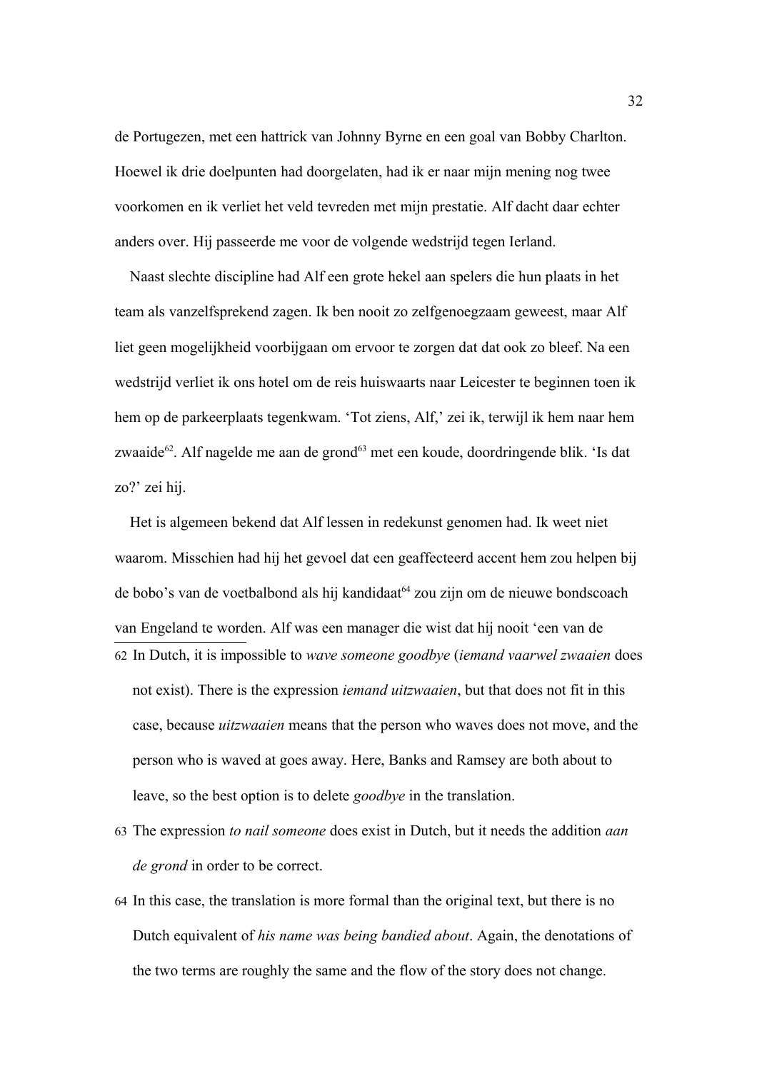de Portugezen, met een hattrick van Johnny Byrne en een goal van Bobby Charlton. Hoewel ik drie doelpunten had doorgelaten, had ik er naar mijn mening nog twee voorkomen en ik verliet het veld tevreden met mijn prestatie. Alf dacht daar echter anders over. Hij passeerde me voor de volgende wedstrijd tegen Ierland.

Naast slechte discipline had Alf een grote hekel aan spelers die hun plaats in het team als vanzelfsprekend zagen. Ik ben nooit zo zelfgenoegzaam geweest, maar Alf liet geen mogelijkheid voorbijgaan om ervoor te zorgen dat dat ook zo bleef. Na een wedstrijd verliet ik ons hotel om de reis huiswaarts naar Leicester te beginnen toen ik hem op de parkeerplaats tegenkwam. 'Tot ziens, Alf,' zei ik, terwijl ik hem naar hem zwaaide[62]. Alf nagelde me aan de grond[63] met een koude, doordringende blik. 'Is dat zo?' zei hij.

Het is algemeen bekend dat Alf lessen in redekunst genomen had. Ik weet niet waarom. Misschien had hij het gevoel dat een geaffecteerd accent hem zou helpen bij de bobo's van de voetbalbond als hij kandidaat[64] zou zijn om de nieuwe bondscoach van Engeland te worden. Alf was een manager die wist dat hij nooit 'een van de

---

62 In Dutch, it is impossible to *wave someone goodbye* (*iemand vaarwel zwaaien* does not exist). There is the expression *iemand uitzwaaien*, but that does not fit in this case, because *uitzwaaien* means that the person who waves does not move, and the person who is waved at goes away. Here, Banks and Ramsey are both about to leave, so the best option is to delete *goodbye* in the translation.

63 The expression *to nail someone* does exist in Dutch, but it needs the addition *aan de grond* in order to be correct.

64 In this case, the translation is more formal than the original text, but there is no Dutch equivalent of *his name was being bandied about*. Again, the denotations of the two terms are roughly the same and the flow of the story does not change.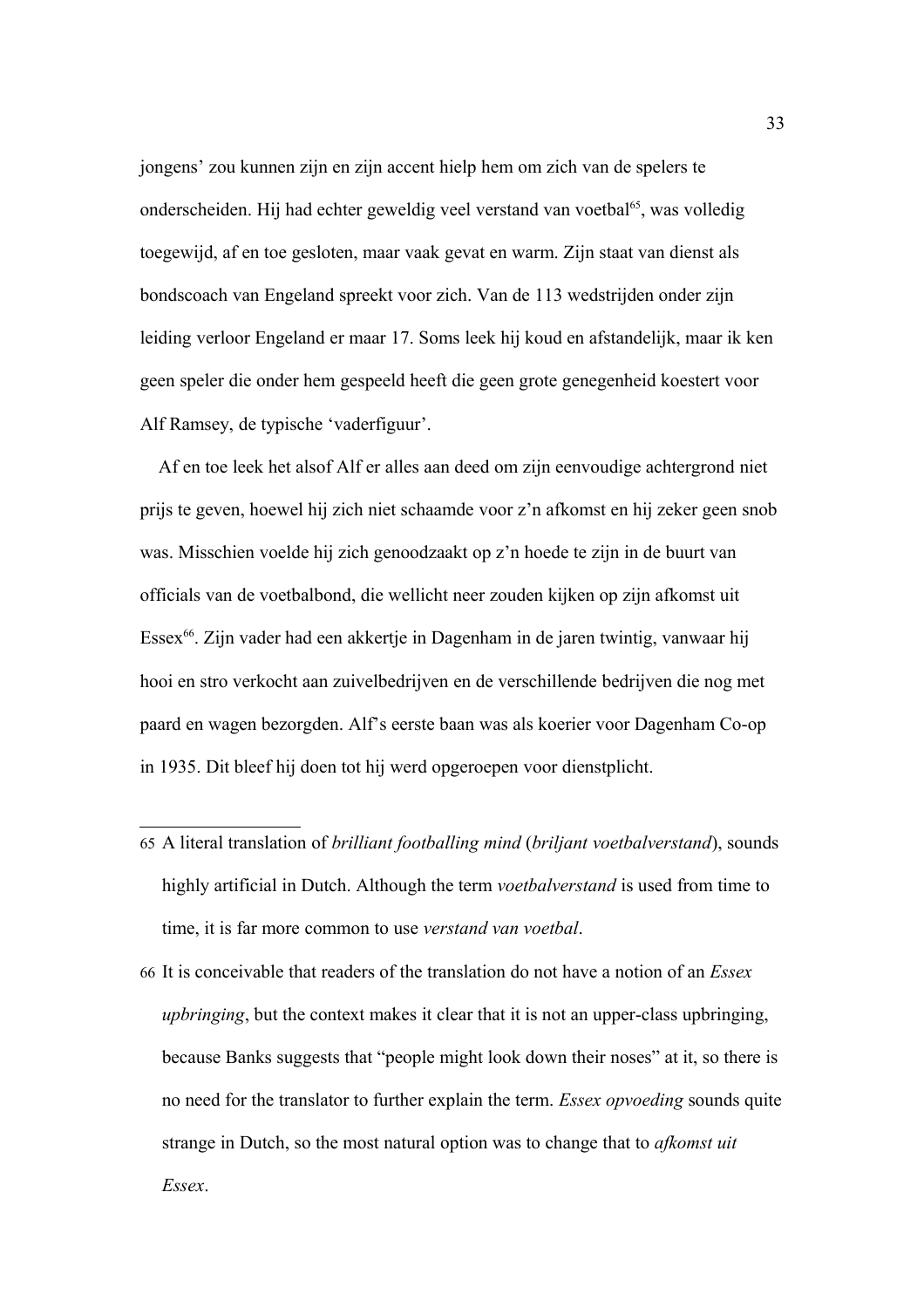jongens' zou kunnen zijn en zijn accent hielp hem om zich van de spelers te onderscheiden. Hij had echter geweldig veel verstand van voetbal[65], was volledig toegewijd, af en toe gesloten, maar vaak gevat en warm. Zijn staat van dienst als bondscoach van Engeland spreekt voor zich. Van de 113 wedstrijden onder zijn leiding verloor Engeland er maar 17. Soms leek hij koud en afstandelijk, maar ik ken geen speler die onder hem gespeeld heeft die geen grote genegenheid koestert voor Alf Ramsey, de typische 'vaderfiguur'.

Af en toe leek het alsof Alf er alles aan deed om zijn eenvoudige achtergrond niet prijs te geven, hoewel hij zich niet schaamde voor z'n afkomst en hij zeker geen snob was. Misschien voelde hij zich genoodzaakt op z'n hoede te zijn in de buurt van officials van de voetbalbond, die wellicht neer zouden kijken op zijn afkomst uit Essex[66]. Zijn vader had een akkertje in Dagenham in de jaren twintig, vanwaar hij hooi en stro verkocht aan zuivelbedrijven en de verschillende bedrijven die nog met paard en wagen bezorgden. Alf's eerste baan was als koerier voor Dagenham Co-op in 1935. Dit bleef hij doen tot hij werd opgeroepen voor dienstplicht.

---

65 A literal translation of *brilliant footballing mind* (*briljant voetbalverstand*), sounds highly artificial in Dutch. Although the term *voetbalverstand* is used from time to time, it is far more common to use *verstand van voetbal*.

66 It is conceivable that readers of the translation do not have a notion of an *Essex upbringing*, but the context makes it clear that it is not an upper-class upbringing, because Banks suggests that "people might look down their noses" at it, so there is no need for the translator to further explain the term. *Essex opvoeding* sounds quite strange in Dutch, so the most natural option was to change that to *afkomst uit Essex*.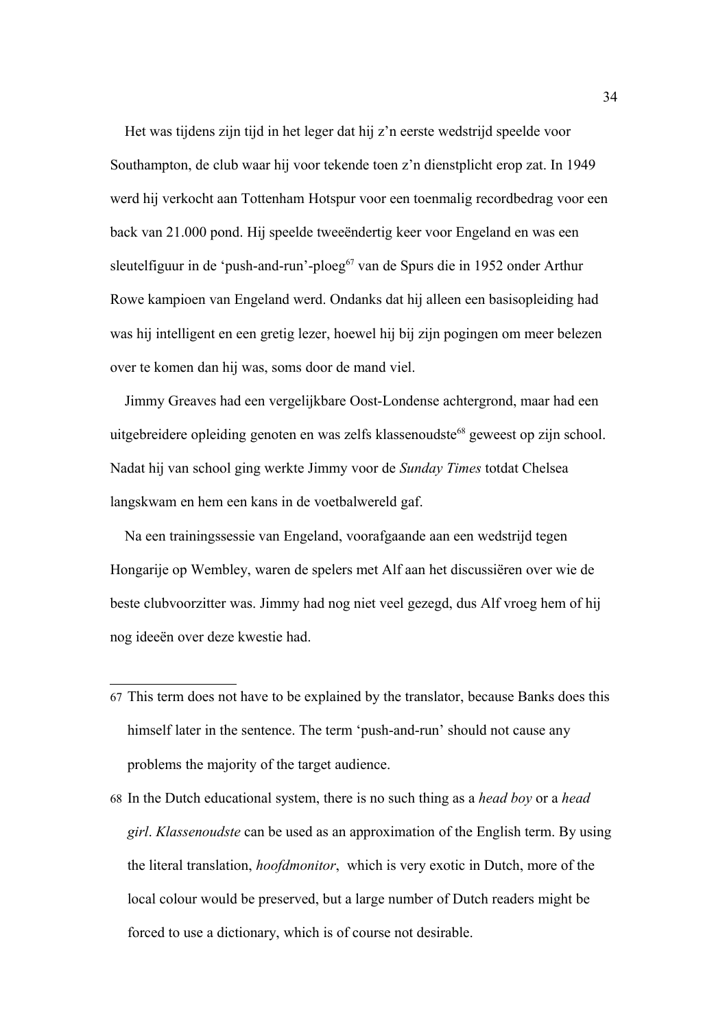Het was tijdens zijn tijd in het leger dat hij z'n eerste wedstrijd speelde voor Southampton, de club waar hij voor tekende toen z'n dienstplicht erop zat. In 1949 werd hij verkocht aan Tottenham Hotspur voor een toenmalig recordbedrag voor een back van 21.000 pond. Hij speelde tweeëndertig keer voor Engeland en was een sleutelfiguur in de 'push-and-run'-ploeg[67] van de Spurs die in 1952 onder Arthur Rowe kampioen van Engeland werd. Ondanks dat hij alleen een basisopleiding had was hij intelligent en een gretig lezer, hoewel hij bij zijn pogingen om meer belezen over te komen dan hij was, soms door de mand viel.

Jimmy Greaves had een vergelijkbare Oost-Londense achtergrond, maar had een uitgebreidere opleiding genoten en was zelfs klassenoudste[68] geweest op zijn school. Nadat hij van school ging werkte Jimmy voor de *Sunday Times* totdat Chelsea langskwam en hem een kans in de voetbalwereld gaf.

Na een trainingssessie van Engeland, voorafgaande aan een wedstrijd tegen Hongarije op Wembley, waren de spelers met Alf aan het discussiëren over wie de beste clubvoorzitter was. Jimmy had nog niet veel gezegd, dus Alf vroeg hem of hij nog ideeën over deze kwestie had.

---

67 This term does not have to be explained by the translator, because Banks does this himself later in the sentence. The term 'push-and-run' should not cause any problems the majority of the target audience.

68 In the Dutch educational system, there is no such thing as a *head boy* or a *head girl*. *Klassenoudste* can be used as an approximation of the English term. By using the literal translation, *hoofdmonitor*, which is very exotic in Dutch, more of the local colour would be preserved, but a large number of Dutch readers might be forced to use a dictionary, which is of course not desirable.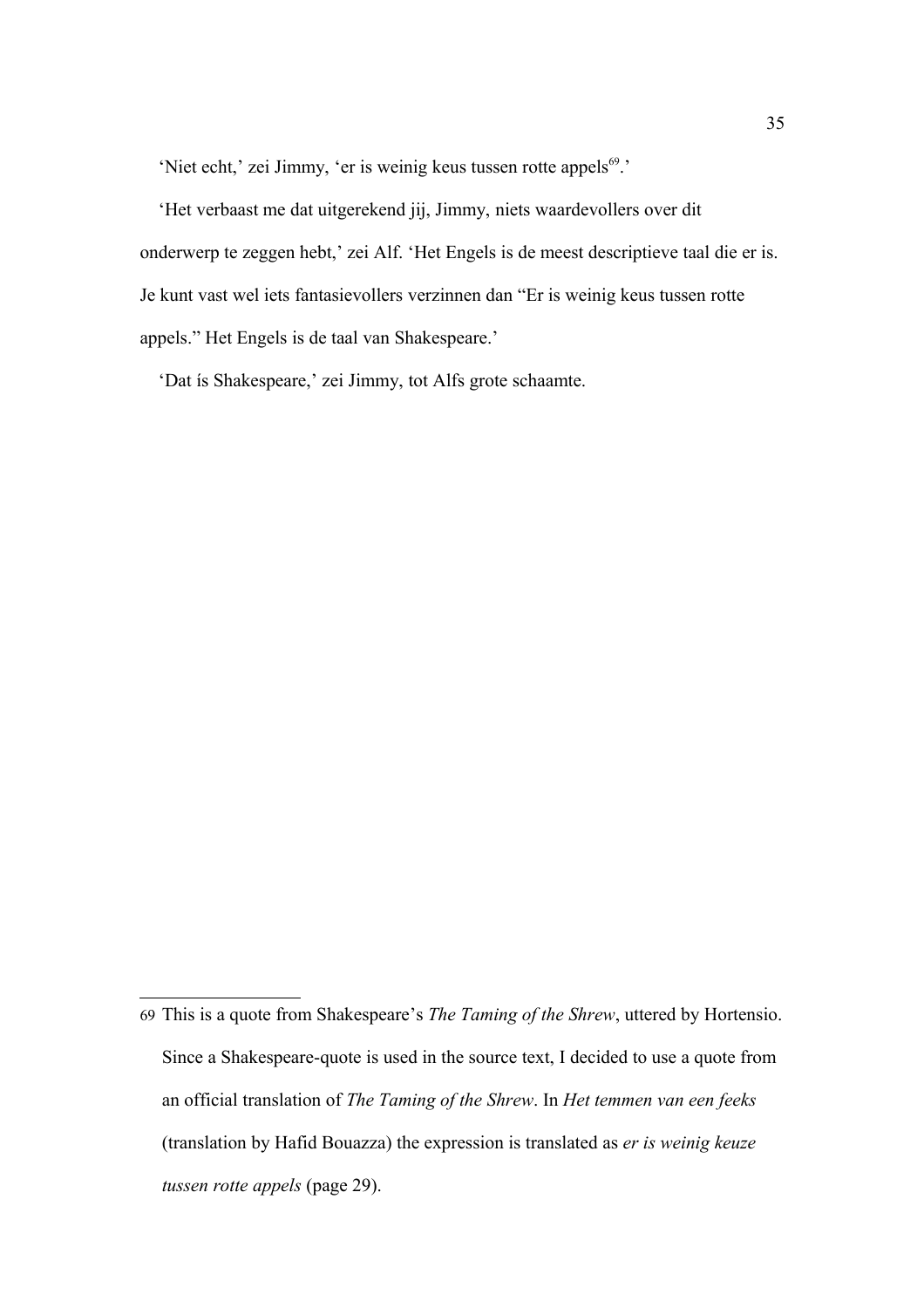'Niet echt,' zei Jimmy, 'er is weinig keus tussen rotte appels[69].'

'Het verbaast me dat uitgerekend jij, Jimmy, niets waardevollers over dit onderwerp te zeggen hebt,' zei Alf. 'Het Engels is de meest descriptieve taal die er is. Je kunt vast wel iets fantasievollers verzinnen dan "Er is weinig keus tussen rotte appels." Het Engels is de taal van Shakespeare.'

'Dat ís Shakespeare,' zei Jimmy, tot Alfs grote schaamte.

---

69 This is a quote from Shakespeare's *The Taming of the Shrew*, uttered by Hortensio. Since a Shakespeare-quote is used in the source text, I decided to use a quote from an official translation of *The Taming of the Shrew*. In *Het temmen van een feeks* (translation by Hafid Bouazza) the expression is translated as *er is weinig keuze tussen rotte appels* (page 29).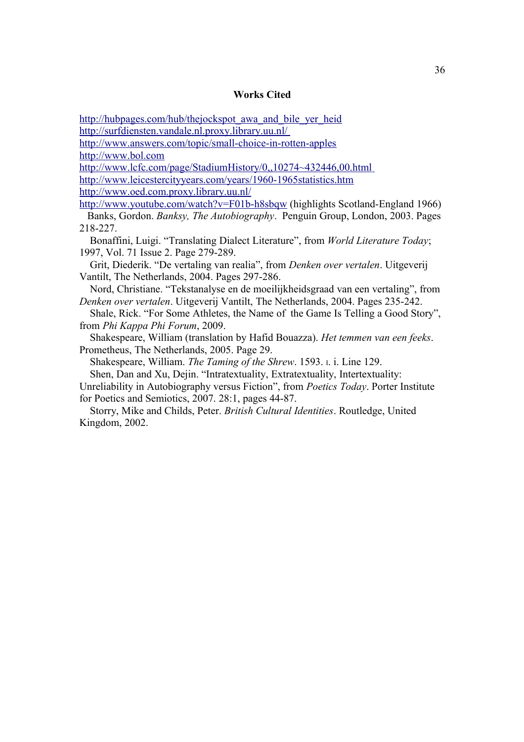## Works Cited

http://hubpages.com/hub/thejockspot_awa_and_bile_yer_heid
http://surfdiensten.vandale.nl.proxy.library.uu.nl/
http://www.answers.com/topic/small-choice-in-rotten-apples
http://www.bol.com
http://www.lcfc.com/page/StadiumHistory/0,,10274~432446,00.html
http://www.leicestercityyears.com/years/1960-1965statistics.htm
http://www.oed.com.proxy.library.uu.nl/
http://www.youtube.com/watch?v=F01b-h8sbqw (highlights Scotland-England 1966)

Banks, Gordon. *Banksy, The Autobiography*. Penguin Group, London, 2003. Pages 218-227.

Bonaffini, Luigi. "Translating Dialect Literature", from *World Literature Today*; 1997, Vol. 71 Issue 2. Page 279-289.

Grit, Diederik. "De vertaling van realia", from *Denken over vertalen*. Uitgeverij Vantilt, The Netherlands, 2004. Pages 297-286.

Nord, Christiane. "Tekstanalyse en de moeilijkheidsgraad van een vertaling", from *Denken over vertalen*. Uitgeverij Vantilt, The Netherlands, 2004. Pages 235-242.

Shale, Rick. "For Some Athletes, the Name of the Game Is Telling a Good Story", from *Phi Kappa Phi Forum*, 2009.

Shakespeare, William (translation by Hafid Bouazza). *Het temmen van een feeks*. Prometheus, The Netherlands, 2005. Page 29.

Shakespeare, William. *The Taming of the Shrew*. 1593. I. i. Line 129.

Shen, Dan and Xu, Dejin. "Intratextuality, Extratextuality, Intertextuality: Unreliability in Autobiography versus Fiction", from *Poetics Today*. Porter Institute for Poetics and Semiotics, 2007. 28:1, pages 44-87.

Storry, Mike and Childs, Peter. *British Cultural Identities*. Routledge, United Kingdom, 2002.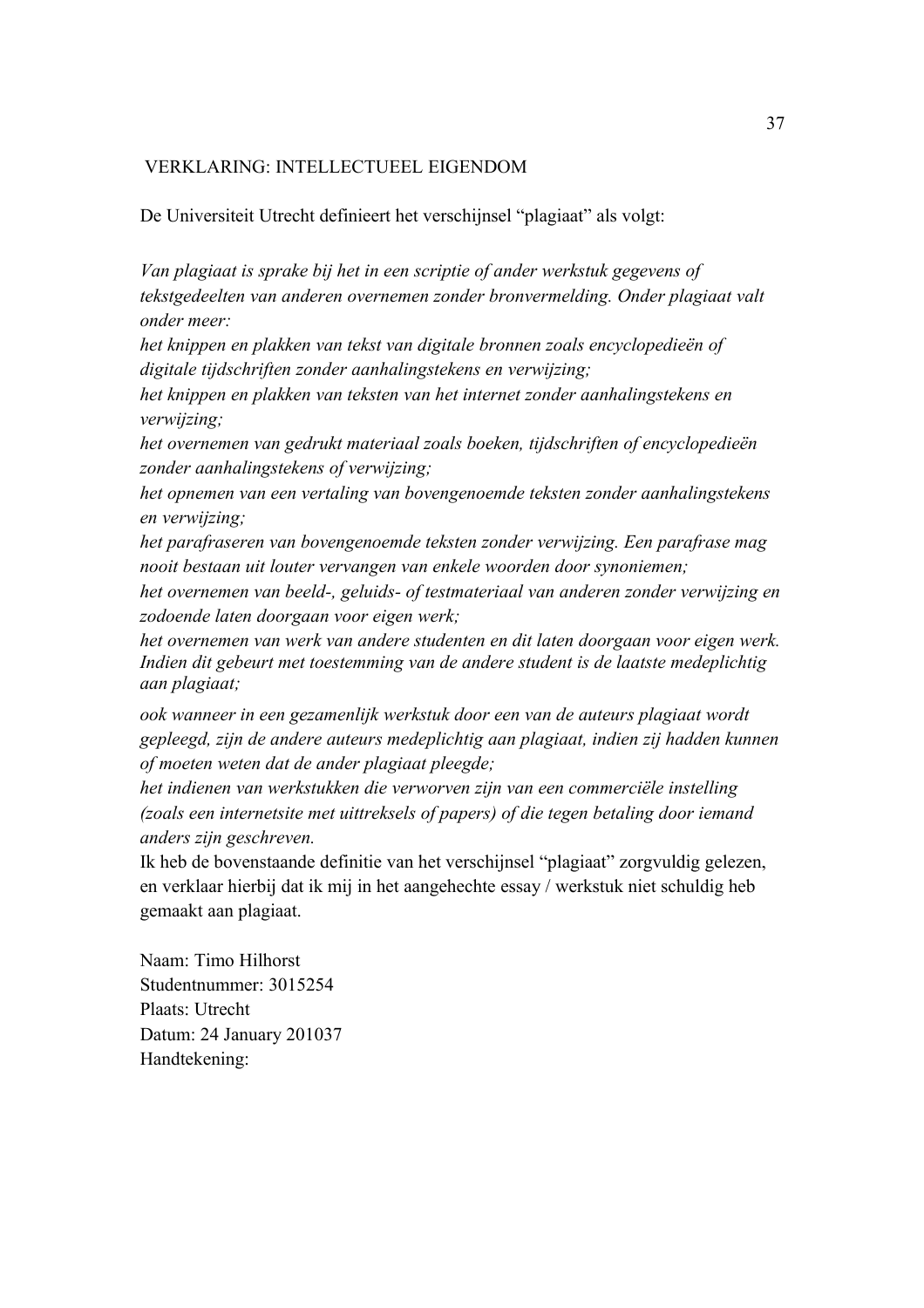VERKLARING: INTELLECTUEEL EIGENDOM

De Universiteit Utrecht definieert het verschijnsel "plagiaat" als volgt:

*Van plagiaat is sprake bij het in een scriptie of ander werkstuk gegevens of tekstgedeelten van anderen overnemen zonder bronvermelding. Onder plagiaat valt onder meer:*

*het knippen en plakken van tekst van digitale bronnen zoals encyclopedieën of digitale tijdschriften zonder aanhalingstekens en verwijzing;*

*het knippen en plakken van teksten van het internet zonder aanhalingstekens en verwijzing;*

*het overnemen van gedrukt materiaal zoals boeken, tijdschriften of encyclopedieën zonder aanhalingstekens of verwijzing;*

*het opnemen van een vertaling van bovengenoemde teksten zonder aanhalingstekens en verwijzing;*

*het parafraseren van bovengenoemde teksten zonder verwijzing. Een parafrase mag nooit bestaan uit louter vervangen van enkele woorden door synoniemen;*

*het overnemen van beeld-, geluids- of testmateriaal van anderen zonder verwijzing en zodoende laten doorgaan voor eigen werk;*

*het overnemen van werk van andere studenten en dit laten doorgaan voor eigen werk. Indien dit gebeurt met toestemming van de andere student is de laatste medeplichtig aan plagiaat;*

*ook wanneer in een gezamenlijk werkstuk door een van de auteurs plagiaat wordt gepleegd, zijn de andere auteurs medeplichtig aan plagiaat, indien zij hadden kunnen of moeten weten dat de ander plagiaat pleegde;*

*het indienen van werkstukken die verworven zijn van een commerciële instelling (zoals een internetsite met uittreksels of papers) of die tegen betaling door iemand anders zijn geschreven.*

Ik heb de bovenstaande definitie van het verschijnsel "plagiaat" zorgvuldig gelezen, en verklaar hierbij dat ik mij in het aangehechte essay / werkstuk niet schuldig heb gemaakt aan plagiaat.

Naam: Timo Hilhorst
Studentnummer: 3015254
Plaats: Utrecht
Datum: 24 January 201037
Handtekening: